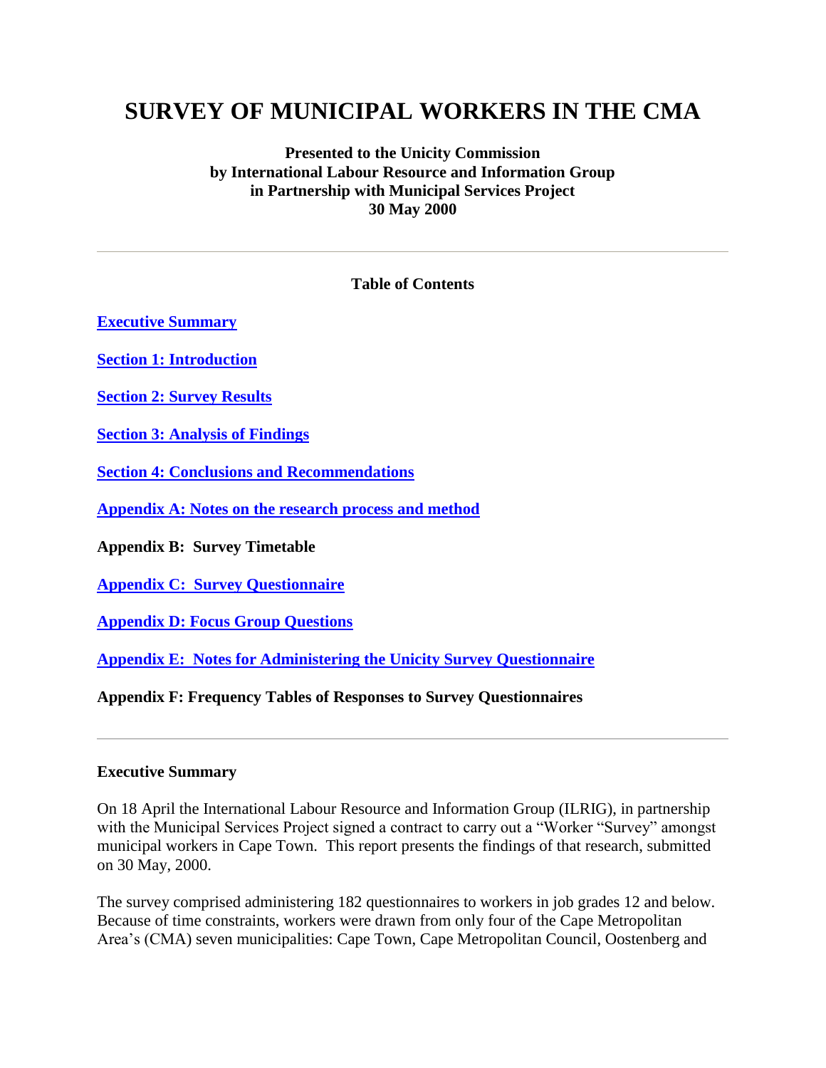# SURVEY OF MUNICIPAL WORKERS IN THE CMA

**Presented to the Unicity Commission**
**by International Labour Resource and Information Group**
**in Partnership with Municipal Services Project**
**30 May 2000**

---

**Table of Contents**

**Executive Summary**

**Section 1: Introduction**

**Section 2: Survey Results**

**Section 3: Analysis of Findings**

**Section 4: Conclusions and Recommendations**

**Appendix A: Notes on the research process and method**

**Appendix B: Survey Timetable**

**Appendix C: Survey Questionnaire**

**Appendix D: Focus Group Questions**

**Appendix E: Notes for Administering the Unicity Survey Questionnaire**

**Appendix F: Frequency Tables of Responses to Survey Questionnaires**

---

**Executive Summary**

On 18 April the International Labour Resource and Information Group (ILRIG), in partnership with the Municipal Services Project signed a contract to carry out a "Worker "Survey" amongst municipal workers in Cape Town. This report presents the findings of that research, submitted on 30 May, 2000.

The survey comprised administering 182 questionnaires to workers in job grades 12 and below. Because of time constraints, workers were drawn from only four of the Cape Metropolitan Area's (CMA) seven municipalities: Cape Town, Cape Metropolitan Council, Oostenberg and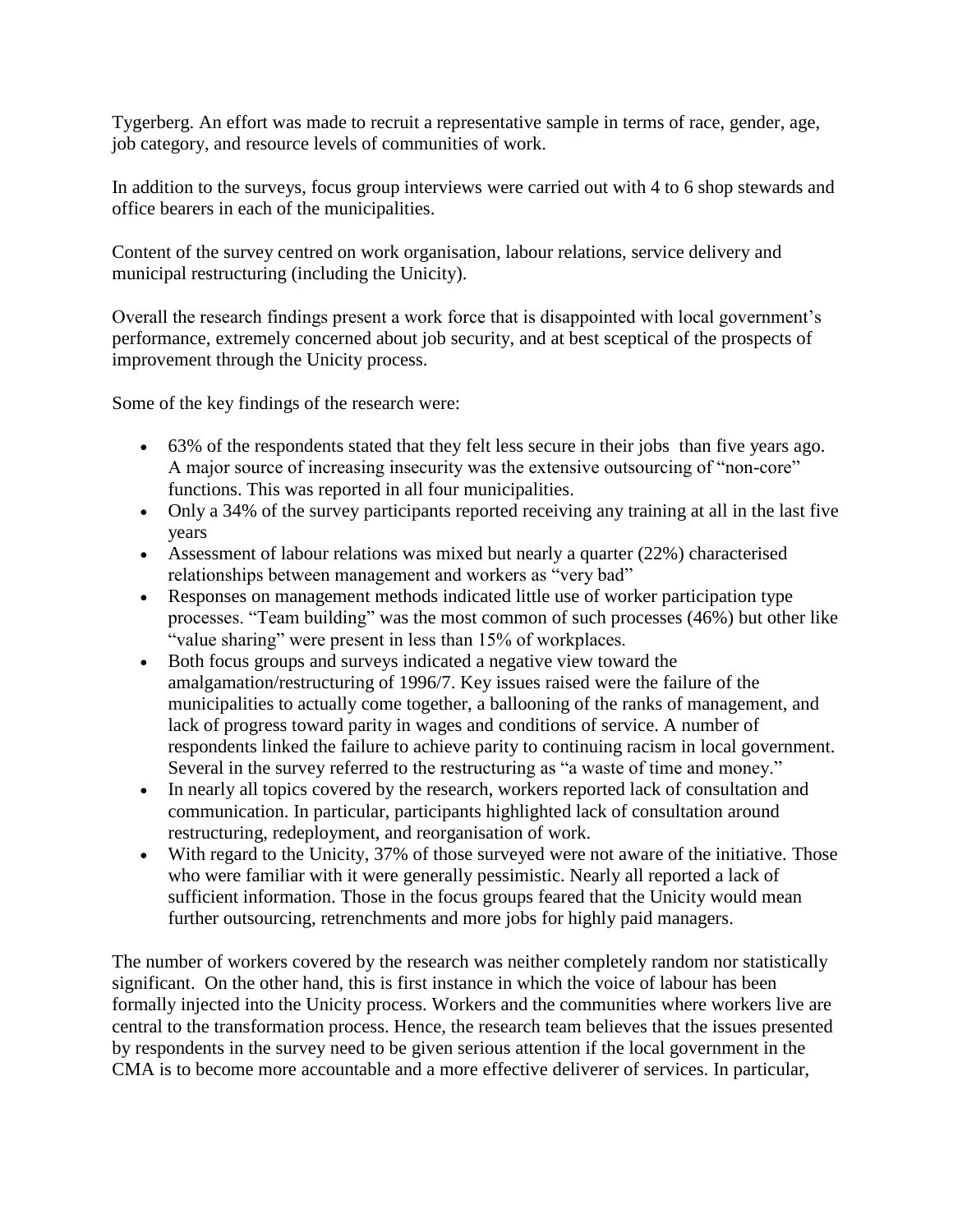Tygerberg. An effort was made to recruit a representative sample in terms of race, gender, age, job category, and resource levels of communities of work.

In addition to the surveys, focus group interviews were carried out with 4 to 6 shop stewards and office bearers in each of the municipalities.

Content of the survey centred on work organisation, labour relations, service delivery and municipal restructuring (including the Unicity).

Overall the research findings present a work force that is disappointed with local government's performance, extremely concerned about job security, and at best sceptical of the prospects of improvement through the Unicity process.

Some of the key findings of the research were:

- 63% of the respondents stated that they felt less secure in their jobs than five years ago. A major source of increasing insecurity was the extensive outsourcing of "non-core" functions. This was reported in all four municipalities.
- Only a 34% of the survey participants reported receiving any training at all in the last five years
- Assessment of labour relations was mixed but nearly a quarter (22%) characterised relationships between management and workers as "very bad"
- Responses on management methods indicated little use of worker participation type processes. "Team building" was the most common of such processes (46%) but other like "value sharing" were present in less than 15% of workplaces.
- Both focus groups and surveys indicated a negative view toward the amalgamation/restructuring of 1996/7. Key issues raised were the failure of the municipalities to actually come together, a ballooning of the ranks of management, and lack of progress toward parity in wages and conditions of service. A number of respondents linked the failure to achieve parity to continuing racism in local government. Several in the survey referred to the restructuring as "a waste of time and money."
- In nearly all topics covered by the research, workers reported lack of consultation and communication. In particular, participants highlighted lack of consultation around restructuring, redeployment, and reorganisation of work.
- With regard to the Unicity, 37% of those surveyed were not aware of the initiative. Those who were familiar with it were generally pessimistic. Nearly all reported a lack of sufficient information. Those in the focus groups feared that the Unicity would mean further outsourcing, retrenchments and more jobs for highly paid managers.

The number of workers covered by the research was neither completely random nor statistically significant. On the other hand, this is first instance in which the voice of labour has been formally injected into the Unicity process. Workers and the communities where workers live are central to the transformation process. Hence, the research team believes that the issues presented by respondents in the survey need to be given serious attention if the local government in the CMA is to become more accountable and a more effective deliverer of services. In particular,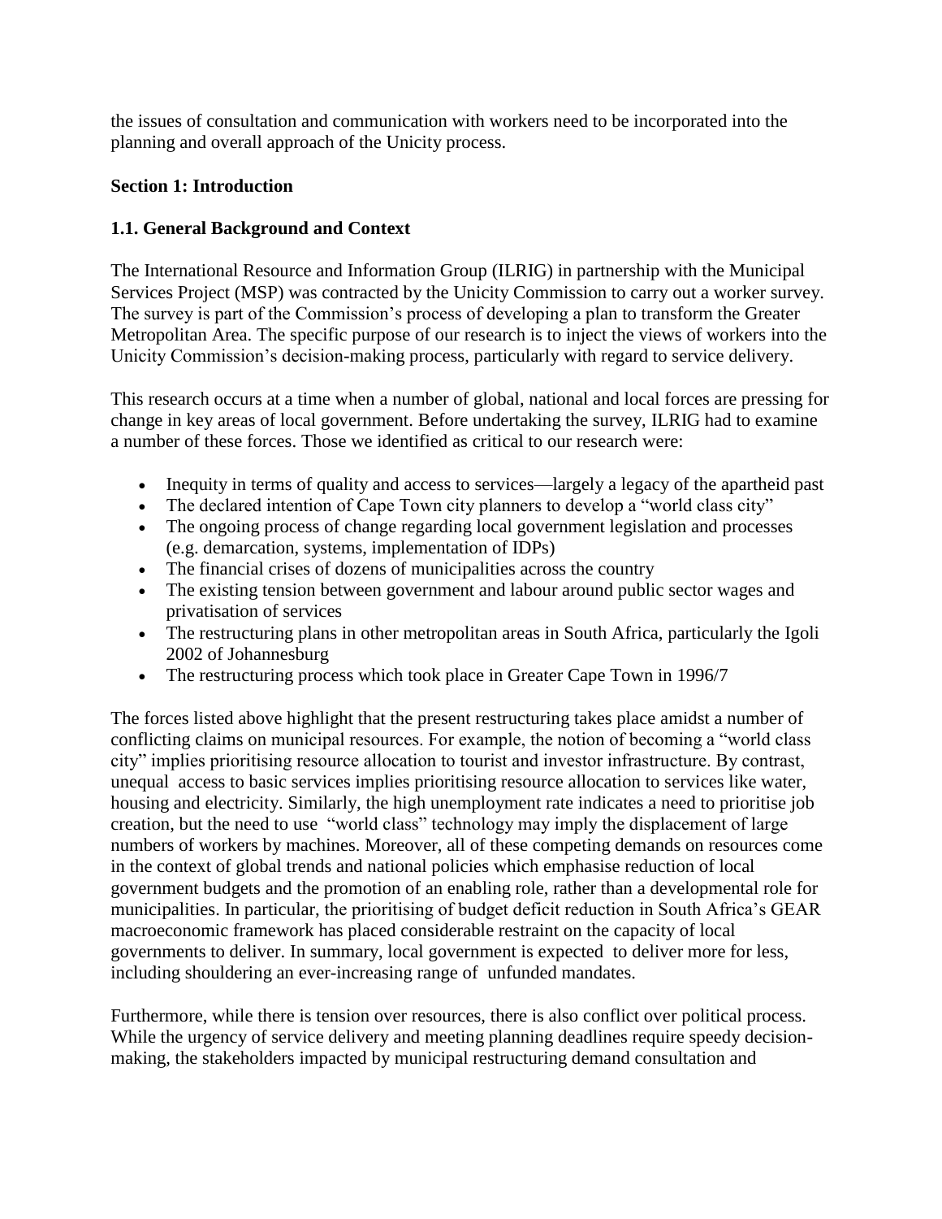the issues of consultation and communication with workers need to be incorporated into the planning and overall approach of the Unicity process.

## Section 1: Introduction

### 1.1. General Background and Context

The International Resource and Information Group (ILRIG) in partnership with the Municipal Services Project (MSP) was contracted by the Unicity Commission to carry out a worker survey. The survey is part of the Commission's process of developing a plan to transform the Greater Metropolitan Area. The specific purpose of our research is to inject the views of workers into the Unicity Commission's decision-making process, particularly with regard to service delivery.

This research occurs at a time when a number of global, national and local forces are pressing for change in key areas of local government. Before undertaking the survey, ILRIG had to examine a number of these forces. Those we identified as critical to our research were:

- Inequity in terms of quality and access to services—largely a legacy of the apartheid past
- The declared intention of Cape Town city planners to develop a "world class city"
- The ongoing process of change regarding local government legislation and processes (e.g. demarcation, systems, implementation of IDPs)
- The financial crises of dozens of municipalities across the country
- The existing tension between government and labour around public sector wages and privatisation of services
- The restructuring plans in other metropolitan areas in South Africa, particularly the Igoli 2002 of Johannesburg
- The restructuring process which took place in Greater Cape Town in 1996/7

The forces listed above highlight that the present restructuring takes place amidst a number of conflicting claims on municipal resources. For example, the notion of becoming a "world class city" implies prioritising resource allocation to tourist and investor infrastructure. By contrast, unequal access to basic services implies prioritising resource allocation to services like water, housing and electricity. Similarly, the high unemployment rate indicates a need to prioritise job creation, but the need to use "world class" technology may imply the displacement of large numbers of workers by machines. Moreover, all of these competing demands on resources come in the context of global trends and national policies which emphasise reduction of local government budgets and the promotion of an enabling role, rather than a developmental role for municipalities. In particular, the prioritising of budget deficit reduction in South Africa's GEAR macroeconomic framework has placed considerable restraint on the capacity of local governments to deliver. In summary, local government is expected to deliver more for less, including shouldering an ever-increasing range of unfunded mandates.

Furthermore, while there is tension over resources, there is also conflict over political process. While the urgency of service delivery and meeting planning deadlines require speedy decision-making, the stakeholders impacted by municipal restructuring demand consultation and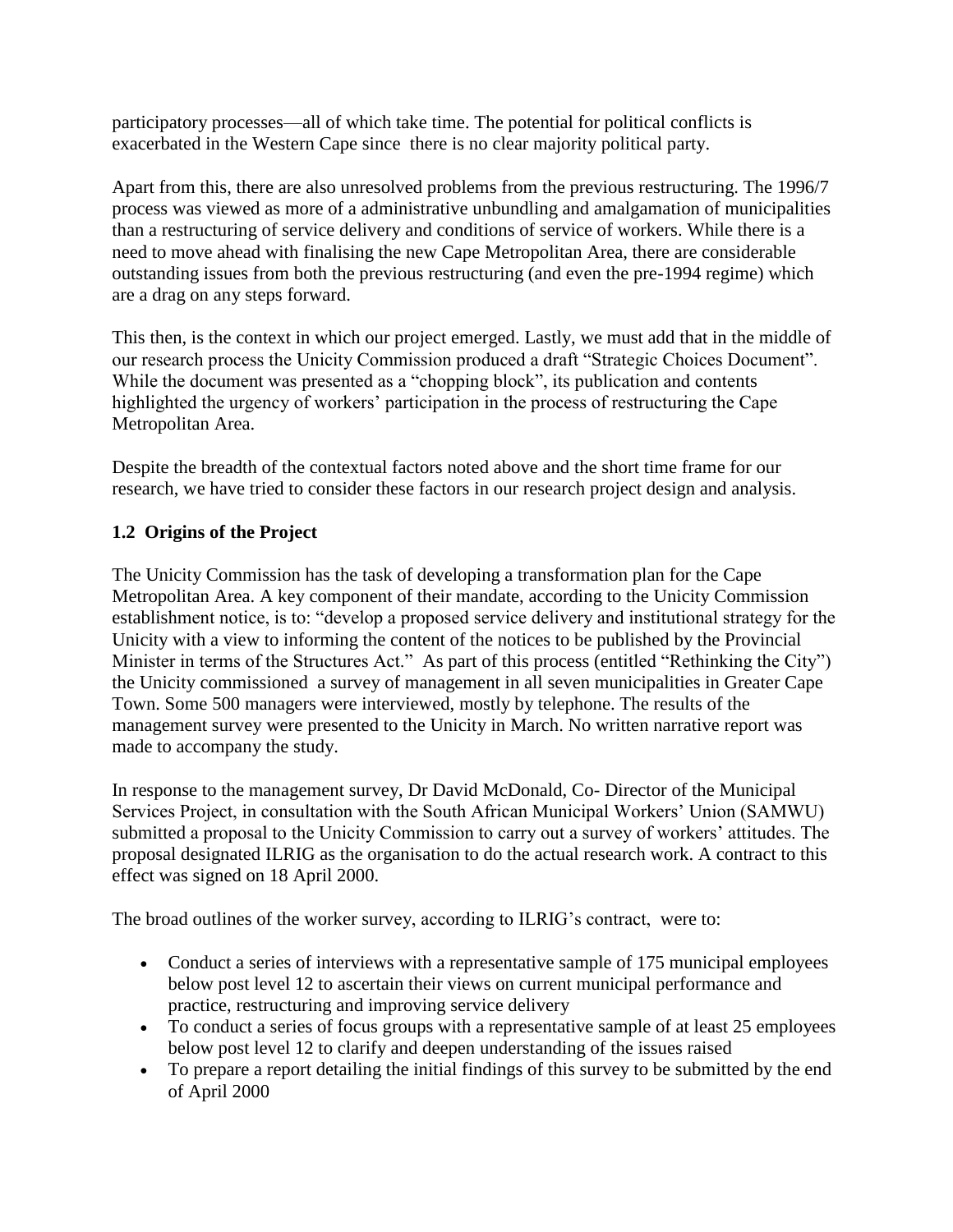participatory processes—all of which take time. The potential for political conflicts is exacerbated in the Western Cape since there is no clear majority political party.

Apart from this, there are also unresolved problems from the previous restructuring. The 1996/7 process was viewed as more of a administrative unbundling and amalgamation of municipalities than a restructuring of service delivery and conditions of service of workers. While there is a need to move ahead with finalising the new Cape Metropolitan Area, there are considerable outstanding issues from both the previous restructuring (and even the pre-1994 regime) which are a drag on any steps forward.

This then, is the context in which our project emerged. Lastly, we must add that in the middle of our research process the Unicity Commission produced a draft "Strategic Choices Document". While the document was presented as a "chopping block", its publication and contents highlighted the urgency of workers' participation in the process of restructuring the Cape Metropolitan Area.

Despite the breadth of the contextual factors noted above and the short time frame for our research, we have tried to consider these factors in our research project design and analysis.

### 1.2 Origins of the Project

The Unicity Commission has the task of developing a transformation plan for the Cape Metropolitan Area. A key component of their mandate, according to the Unicity Commission establishment notice, is to: "develop a proposed service delivery and institutional strategy for the Unicity with a view to informing the content of the notices to be published by the Provincial Minister in terms of the Structures Act." As part of this process (entitled "Rethinking the City") the Unicity commissioned a survey of management in all seven municipalities in Greater Cape Town. Some 500 managers were interviewed, mostly by telephone. The results of the management survey were presented to the Unicity in March. No written narrative report was made to accompany the study.

In response to the management survey, Dr David McDonald, Co- Director of the Municipal Services Project, in consultation with the South African Municipal Workers' Union (SAMWU) submitted a proposal to the Unicity Commission to carry out a survey of workers' attitudes. The proposal designated ILRIG as the organisation to do the actual research work. A contract to this effect was signed on 18 April 2000.

The broad outlines of the worker survey, according to ILRIG's contract, were to:

- Conduct a series of interviews with a representative sample of 175 municipal employees below post level 12 to ascertain their views on current municipal performance and practice, restructuring and improving service delivery
- To conduct a series of focus groups with a representative sample of at least 25 employees below post level 12 to clarify and deepen understanding of the issues raised
- To prepare a report detailing the initial findings of this survey to be submitted by the end of April 2000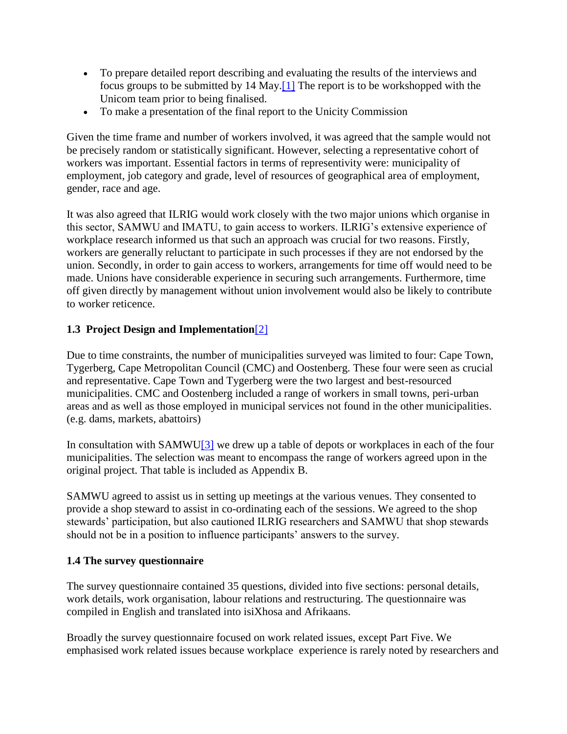- To prepare detailed report describing and evaluating the results of the interviews and focus groups to be submitted by 14 May.[1] The report is to be workshopped with the Unicom team prior to being finalised.
- To make a presentation of the final report to the Unicity Commission

Given the time frame and number of workers involved, it was agreed that the sample would not be precisely random or statistically significant. However, selecting a representative cohort of workers was important. Essential factors in terms of representivity were: municipality of employment, job category and grade, level of resources of geographical area of employment, gender, race and age.

It was also agreed that ILRIG would work closely with the two major unions which organise in this sector, SAMWU and IMATU, to gain access to workers. ILRIG's extensive experience of workplace research informed us that such an approach was crucial for two reasons. Firstly, workers are generally reluctant to participate in such processes if they are not endorsed by the union. Secondly, in order to gain access to workers, arrangements for time off would need to be made. Unions have considerable experience in securing such arrangements. Furthermore, time off given directly by management without union involvement would also be likely to contribute to worker reticence.

### 1.3 Project Design and Implementation[2]

Due to time constraints, the number of municipalities surveyed was limited to four: Cape Town, Tygerberg, Cape Metropolitan Council (CMC) and Oostenberg. These four were seen as crucial and representative. Cape Town and Tygerberg were the two largest and best-resourced municipalities. CMC and Oostenberg included a range of workers in small towns, peri-urban areas and as well as those employed in municipal services not found in the other municipalities. (e.g. dams, markets, abattoirs)

In consultation with SAMWU[3] we drew up a table of depots or workplaces in each of the four municipalities. The selection was meant to encompass the range of workers agreed upon in the original project. That table is included as Appendix B.

SAMWU agreed to assist us in setting up meetings at the various venues. They consented to provide a shop steward to assist in co-ordinating each of the sessions. We agreed to the shop stewards' participation, but also cautioned ILRIG researchers and SAMWU that shop stewards should not be in a position to influence participants' answers to the survey.

### 1.4 The survey questionnaire

The survey questionnaire contained 35 questions, divided into five sections: personal details, work details, work organisation, labour relations and restructuring. The questionnaire was compiled in English and translated into isiXhosa and Afrikaans.

Broadly the survey questionnaire focused on work related issues, except Part Five. We emphasised work related issues because workplace experience is rarely noted by researchers and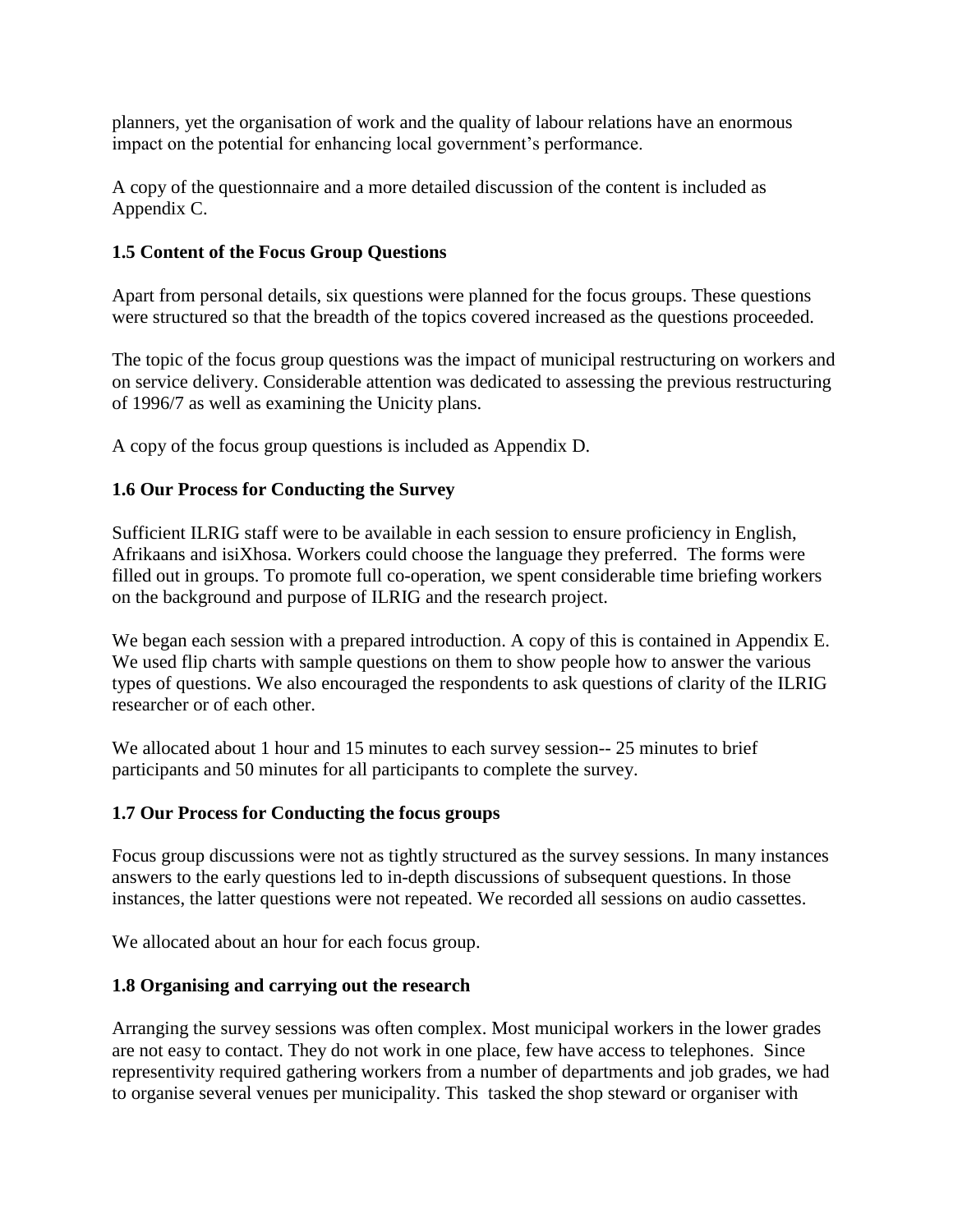planners, yet the organisation of work and the quality of labour relations have an enormous impact on the potential for enhancing local government's performance.

A copy of the questionnaire and a more detailed discussion of the content is included as Appendix C.

### 1.5 Content of the Focus Group Questions

Apart from personal details, six questions were planned for the focus groups. These questions were structured so that the breadth of the topics covered increased as the questions proceeded.

The topic of the focus group questions was the impact of municipal restructuring on workers and on service delivery. Considerable attention was dedicated to assessing the previous restructuring of 1996/7 as well as examining the Unicity plans.

A copy of the focus group questions is included as Appendix D.

### 1.6 Our Process for Conducting the Survey

Sufficient ILRIG staff were to be available in each session to ensure proficiency in English, Afrikaans and isiXhosa. Workers could choose the language they preferred. The forms were filled out in groups. To promote full co-operation, we spent considerable time briefing workers on the background and purpose of ILRIG and the research project.

We began each session with a prepared introduction. A copy of this is contained in Appendix E. We used flip charts with sample questions on them to show people how to answer the various types of questions. We also encouraged the respondents to ask questions of clarity of the ILRIG researcher or of each other.

We allocated about 1 hour and 15 minutes to each survey session-- 25 minutes to brief participants and 50 minutes for all participants to complete the survey.

### 1.7 Our Process for Conducting the focus groups

Focus group discussions were not as tightly structured as the survey sessions. In many instances answers to the early questions led to in-depth discussions of subsequent questions. In those instances, the latter questions were not repeated. We recorded all sessions on audio cassettes.

We allocated about an hour for each focus group.

### 1.8 Organising and carrying out the research

Arranging the survey sessions was often complex. Most municipal workers in the lower grades are not easy to contact. They do not work in one place, few have access to telephones. Since representivity required gathering workers from a number of departments and job grades, we had to organise several venues per municipality. This tasked the shop steward or organiser with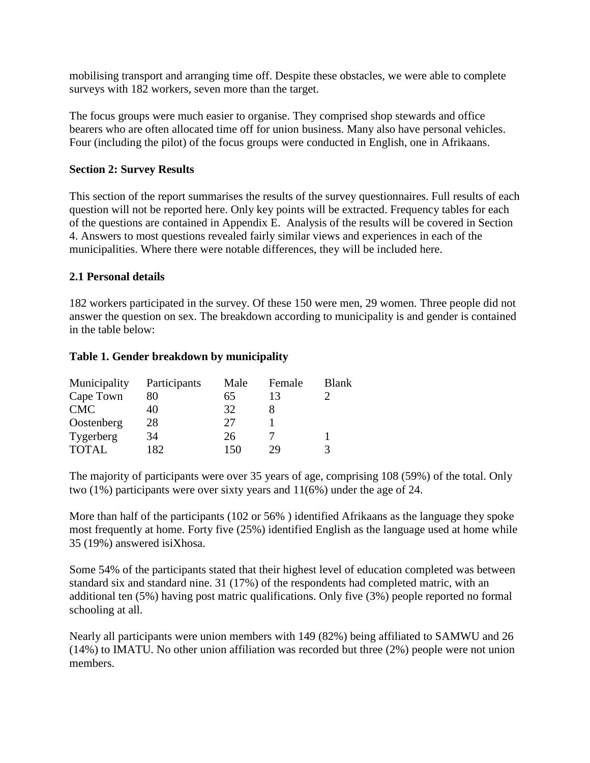mobilising transport and arranging time off. Despite these obstacles, we were able to complete surveys with 182 workers, seven more than the target.

The focus groups were much easier to organise. They comprised shop stewards and office bearers who are often allocated time off for union business. Many also have personal vehicles. Four (including the pilot) of the focus groups were conducted in English, one in Afrikaans.

## Section 2: Survey Results

This section of the report summarises the results of the survey questionnaires. Full results of each question will not be reported here. Only key points will be extracted. Frequency tables for each of the questions are contained in Appendix E. Analysis of the results will be covered in Section 4. Answers to most questions revealed fairly similar views and experiences in each of the municipalities. Where there were notable differences, they will be included here.

### 2.1 Personal details

182 workers participated in the survey. Of these 150 were men, 29 women. Three people did not answer the question on sex. The breakdown according to municipality is and gender is contained in the table below:

**Table 1. Gender breakdown by municipality**

| Municipality | Participants | Male | Female | Blank |
|---|---|---|---|---|
| Cape Town | 80 | 65 | 13 | 2 |
| CMC | 40 | 32 | 8 | |
| Oostenberg | 28 | 27 | 1 | |
| Tygerberg | 34 | 26 | 7 | 1 |
| TOTAL | 182 | 150 | 29 | 3 |

The majority of participants were over 35 years of age, comprising 108 (59%) of the total. Only two (1%) participants were over sixty years and 11(6%) under the age of 24.

More than half of the participants (102 or 56% ) identified Afrikaans as the language they spoke most frequently at home. Forty five (25%) identified English as the language used at home while 35 (19%) answered isiXhosa.

Some 54% of the participants stated that their highest level of education completed was between standard six and standard nine. 31 (17%) of the respondents had completed matric, with an additional ten (5%) having post matric qualifications. Only five (3%) people reported no formal schooling at all.

Nearly all participants were union members with 149 (82%) being affiliated to SAMWU and 26 (14%) to IMATU. No other union affiliation was recorded but three (2%) people were not union members.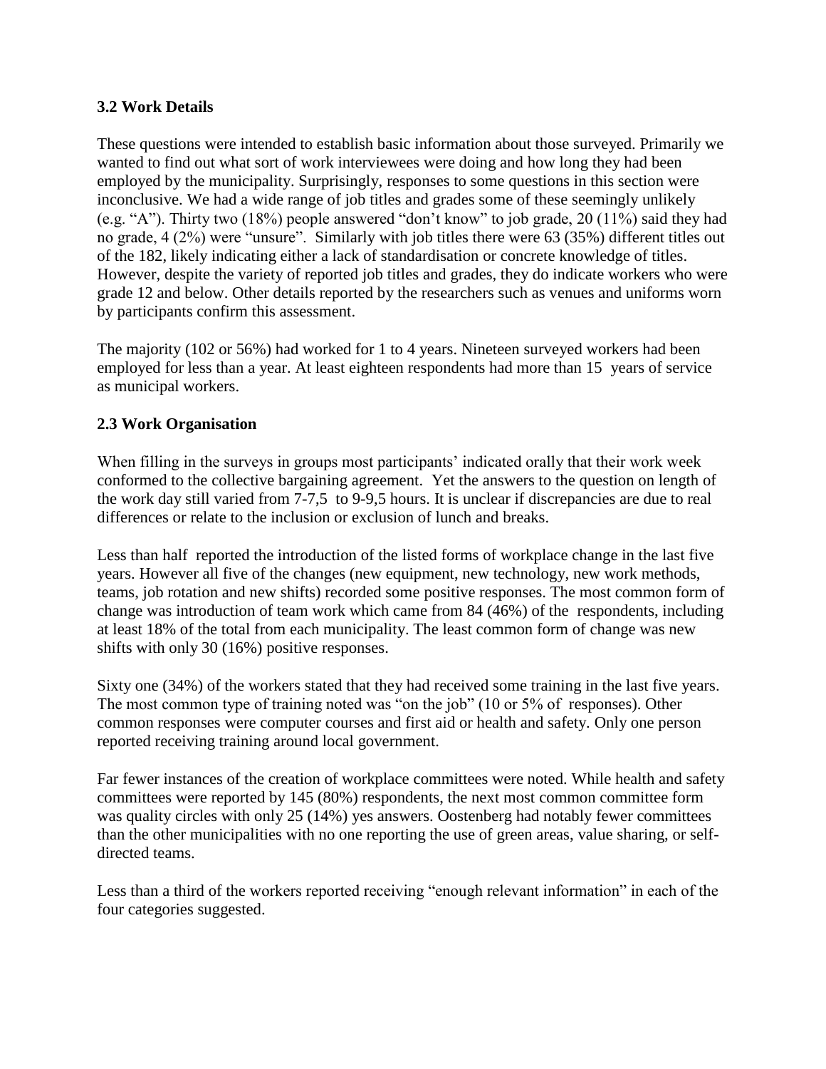### 3.2 Work Details

These questions were intended to establish basic information about those surveyed. Primarily we wanted to find out what sort of work interviewees were doing and how long they had been employed by the municipality. Surprisingly, responses to some questions in this section were inconclusive. We had a wide range of job titles and grades some of these seemingly unlikely (e.g. "A"). Thirty two (18%) people answered "don't know" to job grade, 20 (11%) said they had no grade, 4 (2%) were "unsure". Similarly with job titles there were 63 (35%) different titles out of the 182, likely indicating either a lack of standardisation or concrete knowledge of titles. However, despite the variety of reported job titles and grades, they do indicate workers who were grade 12 and below. Other details reported by the researchers such as venues and uniforms worn by participants confirm this assessment.

The majority (102 or 56%) had worked for 1 to 4 years. Nineteen surveyed workers had been employed for less than a year. At least eighteen respondents had more than 15 years of service as municipal workers.

### 2.3 Work Organisation

When filling in the surveys in groups most participants' indicated orally that their work week conformed to the collective bargaining agreement. Yet the answers to the question on length of the work day still varied from 7-7,5 to 9-9,5 hours. It is unclear if discrepancies are due to real differences or relate to the inclusion or exclusion of lunch and breaks.

Less than half reported the introduction of the listed forms of workplace change in the last five years. However all five of the changes (new equipment, new technology, new work methods, teams, job rotation and new shifts) recorded some positive responses. The most common form of change was introduction of team work which came from 84 (46%) of the respondents, including at least 18% of the total from each municipality. The least common form of change was new shifts with only 30 (16%) positive responses.

Sixty one (34%) of the workers stated that they had received some training in the last five years. The most common type of training noted was "on the job" (10 or 5% of responses). Other common responses were computer courses and first aid or health and safety. Only one person reported receiving training around local government.

Far fewer instances of the creation of workplace committees were noted. While health and safety committees were reported by 145 (80%) respondents, the next most common committee form was quality circles with only 25 (14%) yes answers. Oostenberg had notably fewer committees than the other municipalities with no one reporting the use of green areas, value sharing, or self-directed teams.

Less than a third of the workers reported receiving "enough relevant information" in each of the four categories suggested.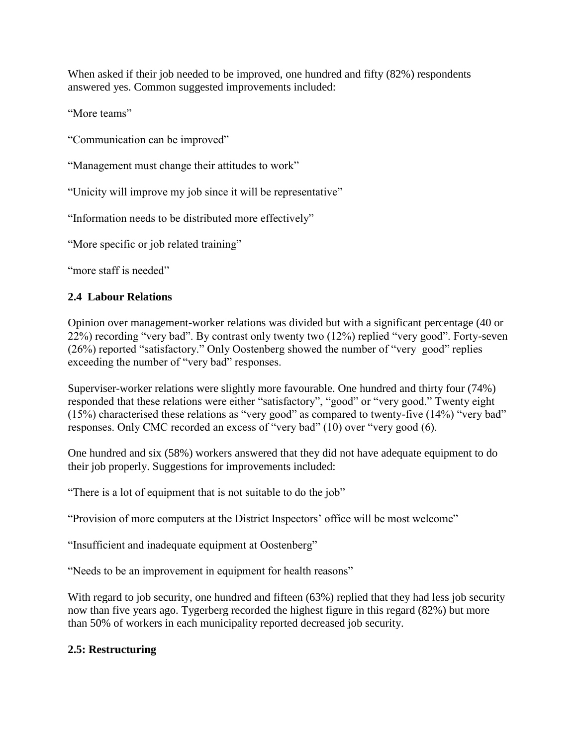When asked if their job needed to be improved, one hundred and fifty (82%) respondents answered yes. Common suggested improvements included:

"More teams"

"Communication can be improved"

"Management must change their attitudes to work"

"Unicity will improve my job since it will be representative"

"Information needs to be distributed more effectively"

"More specific or job related training"

"more staff is needed"

### 2.4 Labour Relations

Opinion over management-worker relations was divided but with a significant percentage (40 or 22%) recording "very bad". By contrast only twenty two (12%) replied "very good". Forty-seven (26%) reported "satisfactory." Only Oostenberg showed the number of "very good" replies exceeding the number of "very bad" responses.

Superviser-worker relations were slightly more favourable. One hundred and thirty four (74%) responded that these relations were either "satisfactory", "good" or "very good." Twenty eight (15%) characterised these relations as "very good" as compared to twenty-five (14%) "very bad" responses. Only CMC recorded an excess of "very bad" (10) over "very good (6).

One hundred and six (58%) workers answered that they did not have adequate equipment to do their job properly. Suggestions for improvements included:

"There is a lot of equipment that is not suitable to do the job"

"Provision of more computers at the District Inspectors' office will be most welcome"

"Insufficient and inadequate equipment at Oostenberg"

"Needs to be an improvement in equipment for health reasons"

With regard to job security, one hundred and fifteen (63%) replied that they had less job security now than five years ago. Tygerberg recorded the highest figure in this regard (82%) but more than 50% of workers in each municipality reported decreased job security.

### 2.5: Restructuring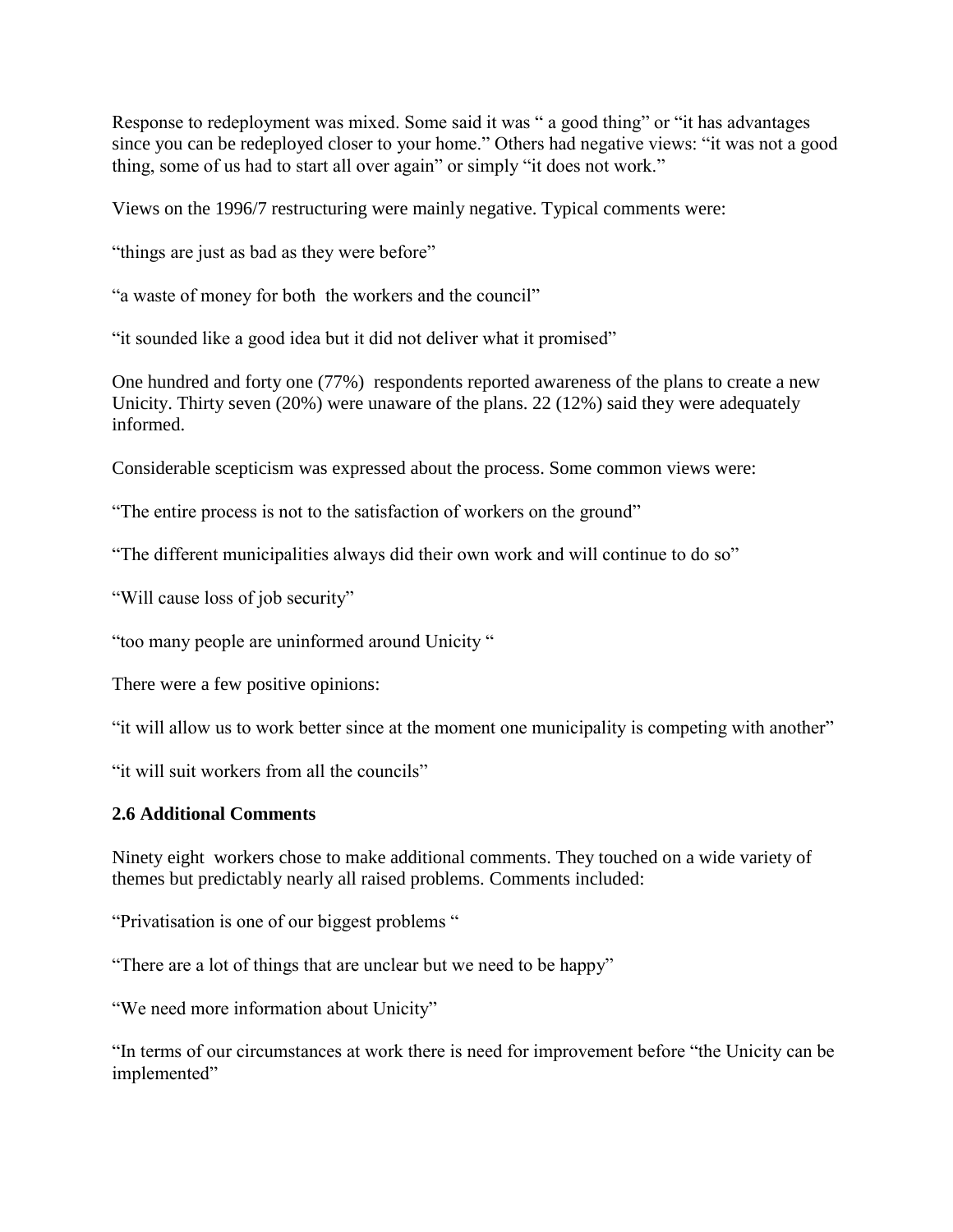Response to redeployment was mixed. Some said it was " a good thing" or "it has advantages since you can be redeployed closer to your home." Others had negative views: "it was not a good thing, some of us had to start all over again" or simply "it does not work."

Views on the 1996/7 restructuring were mainly negative. Typical comments were:

"things are just as bad as they were before"

"a waste of money for both the workers and the council"

"it sounded like a good idea but it did not deliver what it promised"

One hundred and forty one (77%) respondents reported awareness of the plans to create a new Unicity. Thirty seven (20%) were unaware of the plans. 22 (12%) said they were adequately informed.

Considerable scepticism was expressed about the process. Some common views were:

"The entire process is not to the satisfaction of workers on the ground"

"The different municipalities always did their own work and will continue to do so"

"Will cause loss of job security"

"too many people are uninformed around Unicity "

There were a few positive opinions:

"it will allow us to work better since at the moment one municipality is competing with another"

"it will suit workers from all the councils"

### 2.6 Additional Comments

Ninety eight workers chose to make additional comments. They touched on a wide variety of themes but predictably nearly all raised problems. Comments included:

"Privatisation is one of our biggest problems "

"There are a lot of things that are unclear but we need to be happy"

"We need more information about Unicity"

"In terms of our circumstances at work there is need for improvement before "the Unicity can be implemented"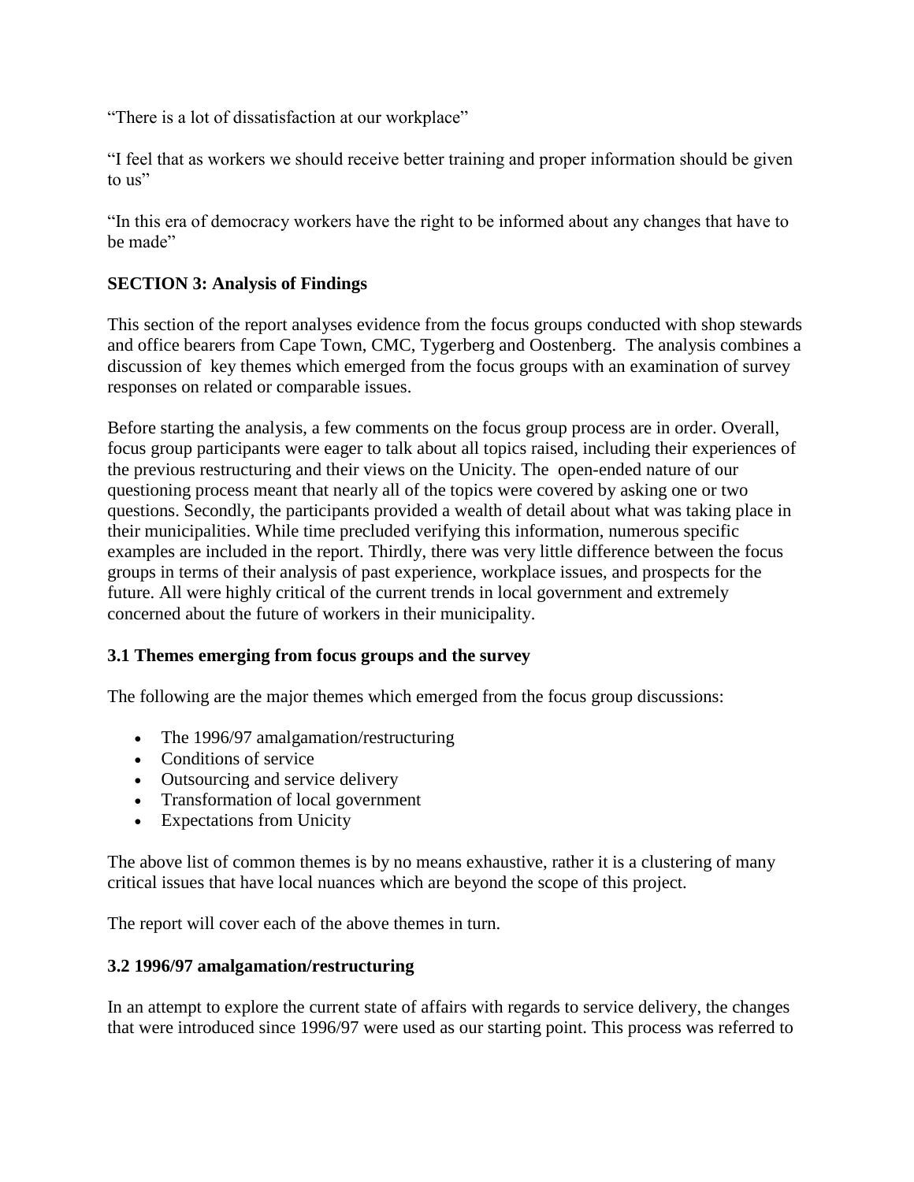"There is a lot of dissatisfaction at our workplace"

"I feel that as workers we should receive better training and proper information should be given to us"

"In this era of democracy workers have the right to be informed about any changes that have to be made"

## SECTION 3: Analysis of Findings

This section of the report analyses evidence from the focus groups conducted with shop stewards and office bearers from Cape Town, CMC, Tygerberg and Oostenberg. The analysis combines a discussion of key themes which emerged from the focus groups with an examination of survey responses on related or comparable issues.

Before starting the analysis, a few comments on the focus group process are in order. Overall, focus group participants were eager to talk about all topics raised, including their experiences of the previous restructuring and their views on the Unicity. The open-ended nature of our questioning process meant that nearly all of the topics were covered by asking one or two questions. Secondly, the participants provided a wealth of detail about what was taking place in their municipalities. While time precluded verifying this information, numerous specific examples are included in the report. Thirdly, there was very little difference between the focus groups in terms of their analysis of past experience, workplace issues, and prospects for the future. All were highly critical of the current trends in local government and extremely concerned about the future of workers in their municipality.

### 3.1 Themes emerging from focus groups and the survey

The following are the major themes which emerged from the focus group discussions:

- The 1996/97 amalgamation/restructuring
- Conditions of service
- Outsourcing and service delivery
- Transformation of local government
- Expectations from Unicity

The above list of common themes is by no means exhaustive, rather it is a clustering of many critical issues that have local nuances which are beyond the scope of this project.

The report will cover each of the above themes in turn.

### 3.2 1996/97 amalgamation/restructuring

In an attempt to explore the current state of affairs with regards to service delivery, the changes that were introduced since 1996/97 were used as our starting point. This process was referred to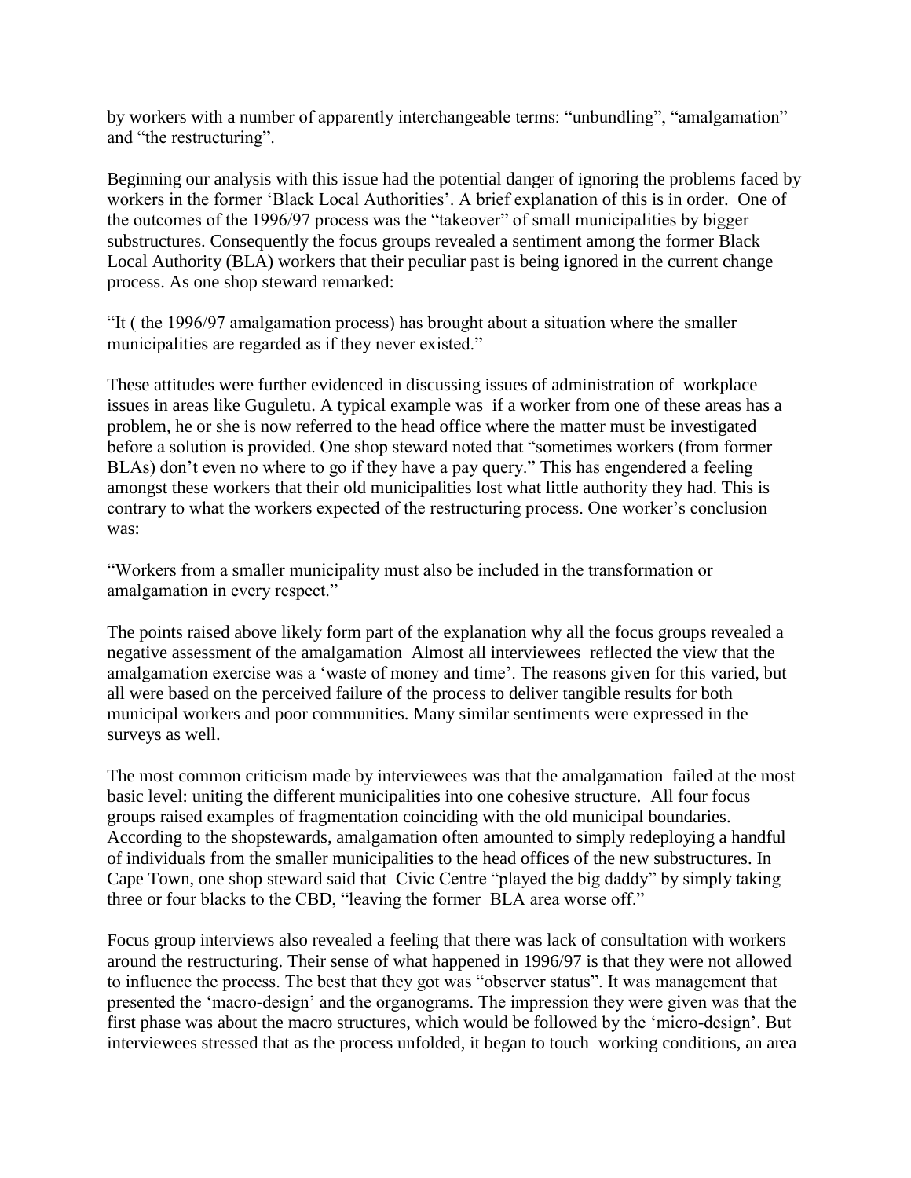by workers with a number of apparently interchangeable terms: "unbundling", "amalgamation" and "the restructuring".

Beginning our analysis with this issue had the potential danger of ignoring the problems faced by workers in the former 'Black Local Authorities'. A brief explanation of this is in order. One of the outcomes of the 1996/97 process was the "takeover" of small municipalities by bigger substructures. Consequently the focus groups revealed a sentiment among the former Black Local Authority (BLA) workers that their peculiar past is being ignored in the current change process. As one shop steward remarked:

"It ( the 1996/97 amalgamation process) has brought about a situation where the smaller municipalities are regarded as if they never existed."

These attitudes were further evidenced in discussing issues of administration of workplace issues in areas like Guguletu. A typical example was if a worker from one of these areas has a problem, he or she is now referred to the head office where the matter must be investigated before a solution is provided. One shop steward noted that "sometimes workers (from former BLAs) don't even no where to go if they have a pay query." This has engendered a feeling amongst these workers that their old municipalities lost what little authority they had. This is contrary to what the workers expected of the restructuring process. One worker's conclusion was:

"Workers from a smaller municipality must also be included in the transformation or amalgamation in every respect."

The points raised above likely form part of the explanation why all the focus groups revealed a negative assessment of the amalgamation Almost all interviewees reflected the view that the amalgamation exercise was a 'waste of money and time'. The reasons given for this varied, but all were based on the perceived failure of the process to deliver tangible results for both municipal workers and poor communities. Many similar sentiments were expressed in the surveys as well.

The most common criticism made by interviewees was that the amalgamation failed at the most basic level: uniting the different municipalities into one cohesive structure. All four focus groups raised examples of fragmentation coinciding with the old municipal boundaries. According to the shopstewards, amalgamation often amounted to simply redeploying a handful of individuals from the smaller municipalities to the head offices of the new substructures. In Cape Town, one shop steward said that Civic Centre "played the big daddy" by simply taking three or four blacks to the CBD, "leaving the former BLA area worse off."

Focus group interviews also revealed a feeling that there was lack of consultation with workers around the restructuring. Their sense of what happened in 1996/97 is that they were not allowed to influence the process. The best that they got was "observer status". It was management that presented the 'macro-design' and the organograms. The impression they were given was that the first phase was about the macro structures, which would be followed by the 'micro-design'. But interviewees stressed that as the process unfolded, it began to touch working conditions, an area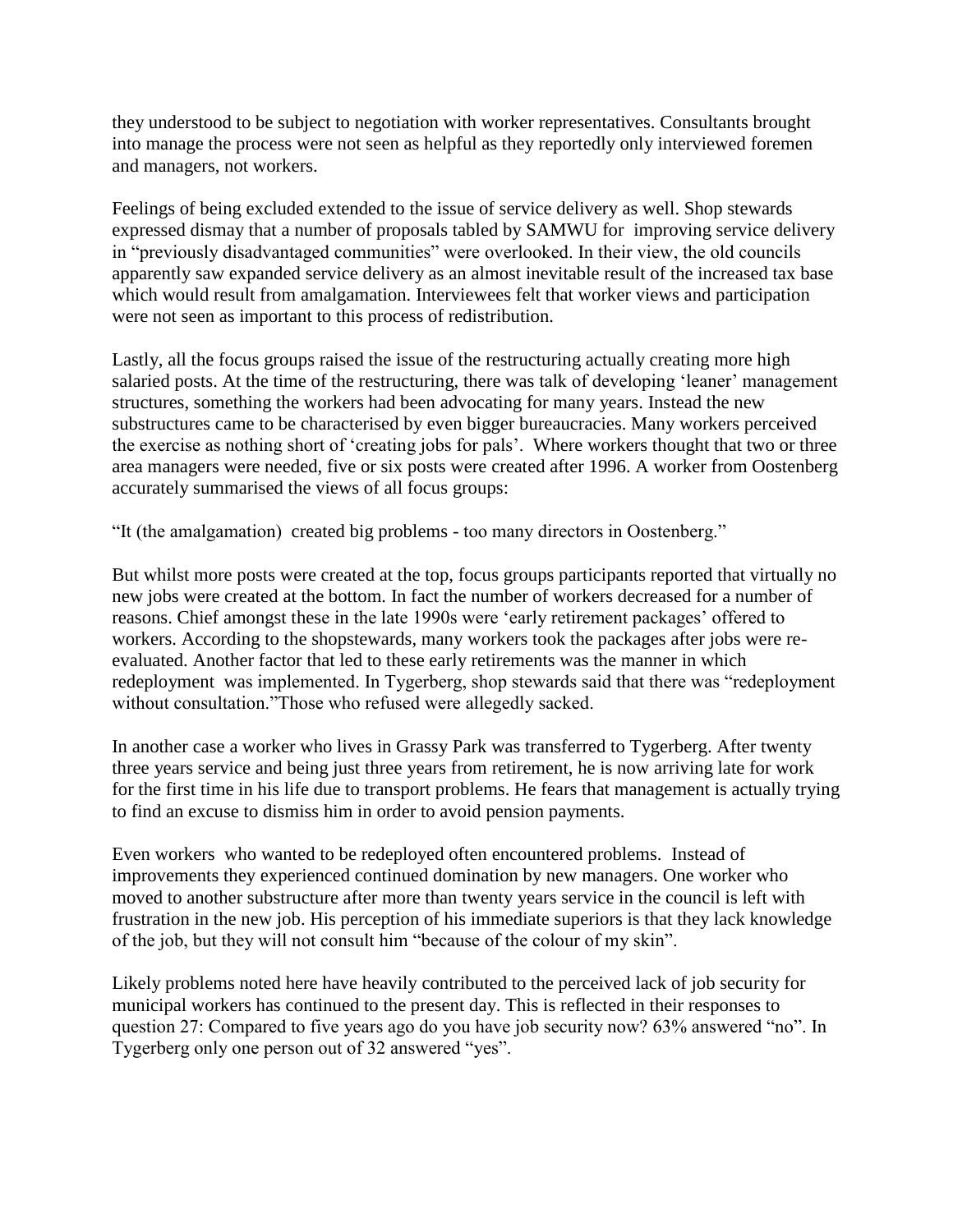they understood to be subject to negotiation with worker representatives. Consultants brought into manage the process were not seen as helpful as they reportedly only interviewed foremen and managers, not workers.

Feelings of being excluded extended to the issue of service delivery as well. Shop stewards expressed dismay that a number of proposals tabled by SAMWU for improving service delivery in "previously disadvantaged communities" were overlooked. In their view, the old councils apparently saw expanded service delivery as an almost inevitable result of the increased tax base which would result from amalgamation. Interviewees felt that worker views and participation were not seen as important to this process of redistribution.

Lastly, all the focus groups raised the issue of the restructuring actually creating more high salaried posts. At the time of the restructuring, there was talk of developing 'leaner' management structures, something the workers had been advocating for many years. Instead the new substructures came to be characterised by even bigger bureaucracies. Many workers perceived the exercise as nothing short of 'creating jobs for pals'. Where workers thought that two or three area managers were needed, five or six posts were created after 1996. A worker from Oostenberg accurately summarised the views of all focus groups:

"It (the amalgamation) created big problems - too many directors in Oostenberg."

But whilst more posts were created at the top, focus groups participants reported that virtually no new jobs were created at the bottom. In fact the number of workers decreased for a number of reasons. Chief amongst these in the late 1990s were 'early retirement packages' offered to workers. According to the shopstewards, many workers took the packages after jobs were re-evaluated. Another factor that led to these early retirements was the manner in which redeployment was implemented. In Tygerberg, shop stewards said that there was "redeployment without consultation."Those who refused were allegedly sacked.

In another case a worker who lives in Grassy Park was transferred to Tygerberg. After twenty three years service and being just three years from retirement, he is now arriving late for work for the first time in his life due to transport problems. He fears that management is actually trying to find an excuse to dismiss him in order to avoid pension payments.

Even workers who wanted to be redeployed often encountered problems. Instead of improvements they experienced continued domination by new managers. One worker who moved to another substructure after more than twenty years service in the council is left with frustration in the new job. His perception of his immediate superiors is that they lack knowledge of the job, but they will not consult him "because of the colour of my skin".

Likely problems noted here have heavily contributed to the perceived lack of job security for municipal workers has continued to the present day. This is reflected in their responses to question 27: Compared to five years ago do you have job security now? 63% answered "no". In Tygerberg only one person out of 32 answered "yes".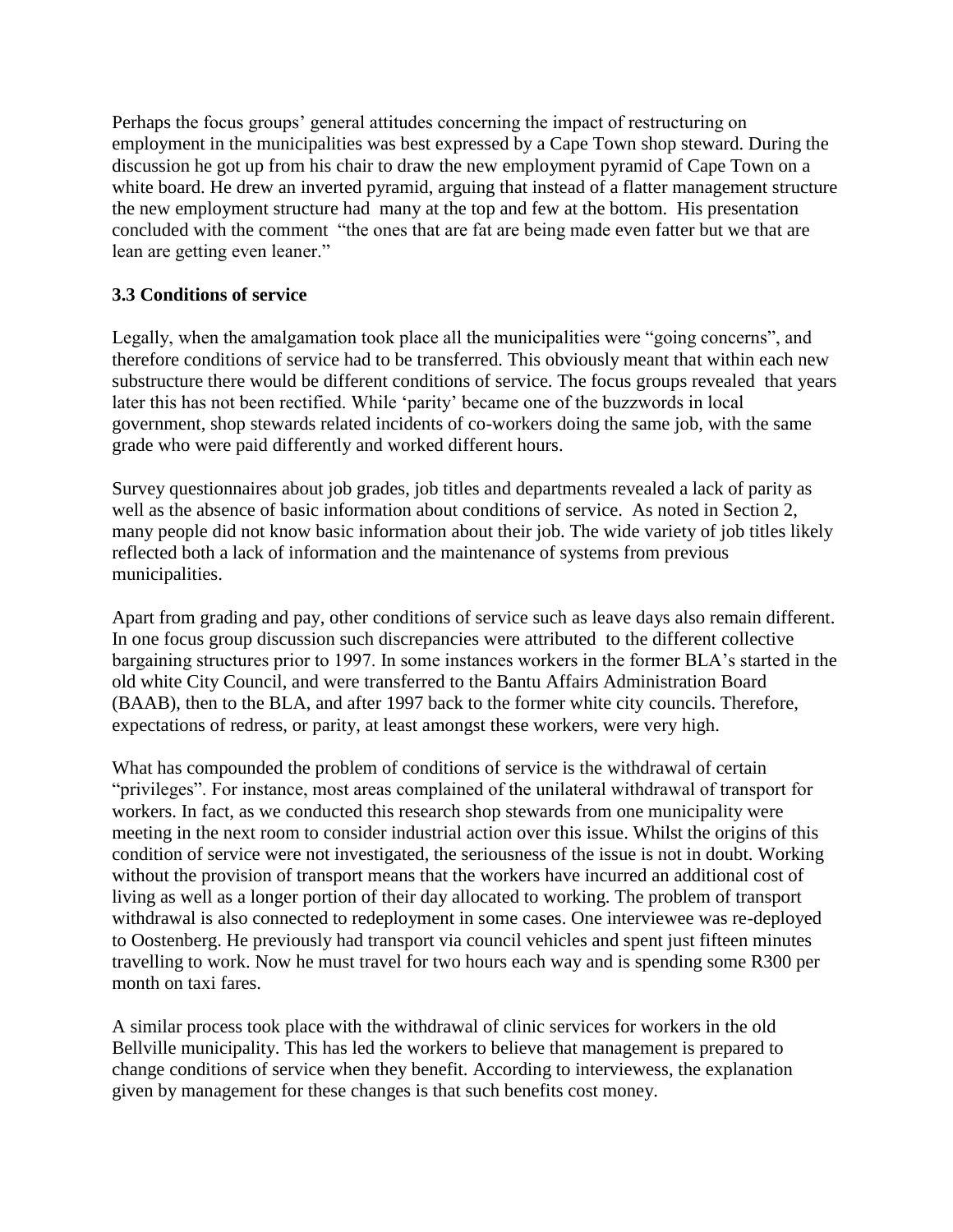Perhaps the focus groups' general attitudes concerning the impact of restructuring on employment in the municipalities was best expressed by a Cape Town shop steward. During the discussion he got up from his chair to draw the new employment pyramid of Cape Town on a white board. He drew an inverted pyramid, arguing that instead of a flatter management structure the new employment structure had many at the top and few at the bottom. His presentation concluded with the comment "the ones that are fat are being made even fatter but we that are lean are getting even leaner."

### 3.3 Conditions of service

Legally, when the amalgamation took place all the municipalities were "going concerns", and therefore conditions of service had to be transferred. This obviously meant that within each new substructure there would be different conditions of service. The focus groups revealed that years later this has not been rectified. While 'parity' became one of the buzzwords in local government, shop stewards related incidents of co-workers doing the same job, with the same grade who were paid differently and worked different hours.

Survey questionnaires about job grades, job titles and departments revealed a lack of parity as well as the absence of basic information about conditions of service. As noted in Section 2, many people did not know basic information about their job. The wide variety of job titles likely reflected both a lack of information and the maintenance of systems from previous municipalities.

Apart from grading and pay, other conditions of service such as leave days also remain different. In one focus group discussion such discrepancies were attributed to the different collective bargaining structures prior to 1997. In some instances workers in the former BLA's started in the old white City Council, and were transferred to the Bantu Affairs Administration Board (BAAB), then to the BLA, and after 1997 back to the former white city councils. Therefore, expectations of redress, or parity, at least amongst these workers, were very high.

What has compounded the problem of conditions of service is the withdrawal of certain "privileges". For instance, most areas complained of the unilateral withdrawal of transport for workers. In fact, as we conducted this research shop stewards from one municipality were meeting in the next room to consider industrial action over this issue. Whilst the origins of this condition of service were not investigated, the seriousness of the issue is not in doubt. Working without the provision of transport means that the workers have incurred an additional cost of living as well as a longer portion of their day allocated to working. The problem of transport withdrawal is also connected to redeployment in some cases. One interviewee was re-deployed to Oostenberg. He previously had transport via council vehicles and spent just fifteen minutes travelling to work. Now he must travel for two hours each way and is spending some R300 per month on taxi fares.

A similar process took place with the withdrawal of clinic services for workers in the old Bellville municipality. This has led the workers to believe that management is prepared to change conditions of service when they benefit. According to interviewess, the explanation given by management for these changes is that such benefits cost money.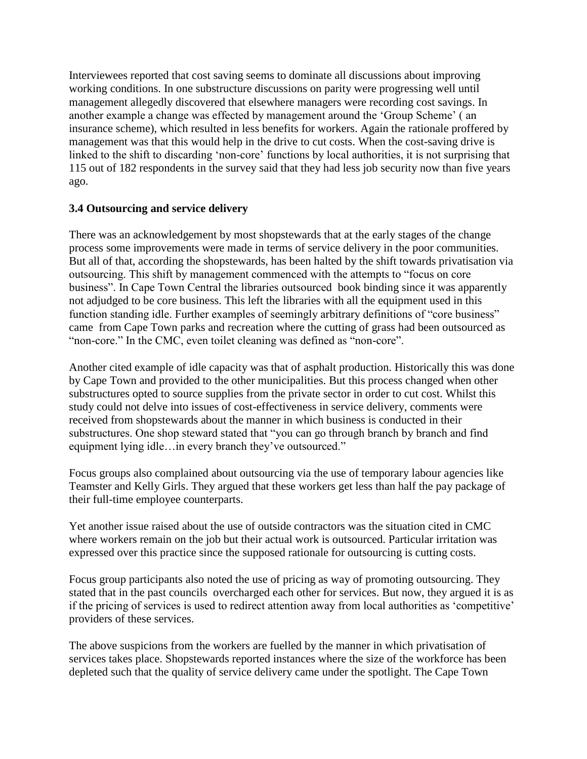Interviewees reported that cost saving seems to dominate all discussions about improving working conditions. In one substructure discussions on parity were progressing well until management allegedly discovered that elsewhere managers were recording cost savings. In another example a change was effected by management around the 'Group Scheme' ( an insurance scheme), which resulted in less benefits for workers. Again the rationale proffered by management was that this would help in the drive to cut costs. When the cost-saving drive is linked to the shift to discarding 'non-core' functions by local authorities, it is not surprising that 115 out of 182 respondents in the survey said that they had less job security now than five years ago.

### 3.4 Outsourcing and service delivery

There was an acknowledgement by most shopstewards that at the early stages of the change process some improvements were made in terms of service delivery in the poor communities. But all of that, according the shopstewards, has been halted by the shift towards privatisation via outsourcing. This shift by management commenced with the attempts to "focus on core business". In Cape Town Central the libraries outsourced book binding since it was apparently not adjudged to be core business. This left the libraries with all the equipment used in this function standing idle. Further examples of seemingly arbitrary definitions of "core business" came from Cape Town parks and recreation where the cutting of grass had been outsourced as "non-core." In the CMC, even toilet cleaning was defined as "non-core".

Another cited example of idle capacity was that of asphalt production. Historically this was done by Cape Town and provided to the other municipalities. But this process changed when other substructures opted to source supplies from the private sector in order to cut cost. Whilst this study could not delve into issues of cost-effectiveness in service delivery, comments were received from shopstewards about the manner in which business is conducted in their substructures. One shop steward stated that "you can go through branch by branch and find equipment lying idle…in every branch they've outsourced."

Focus groups also complained about outsourcing via the use of temporary labour agencies like Teamster and Kelly Girls. They argued that these workers get less than half the pay package of their full-time employee counterparts.

Yet another issue raised about the use of outside contractors was the situation cited in CMC where workers remain on the job but their actual work is outsourced. Particular irritation was expressed over this practice since the supposed rationale for outsourcing is cutting costs.

Focus group participants also noted the use of pricing as way of promoting outsourcing. They stated that in the past councils overcharged each other for services. But now, they argued it is as if the pricing of services is used to redirect attention away from local authorities as 'competitive' providers of these services.

The above suspicions from the workers are fuelled by the manner in which privatisation of services takes place. Shopstewards reported instances where the size of the workforce has been depleted such that the quality of service delivery came under the spotlight. The Cape Town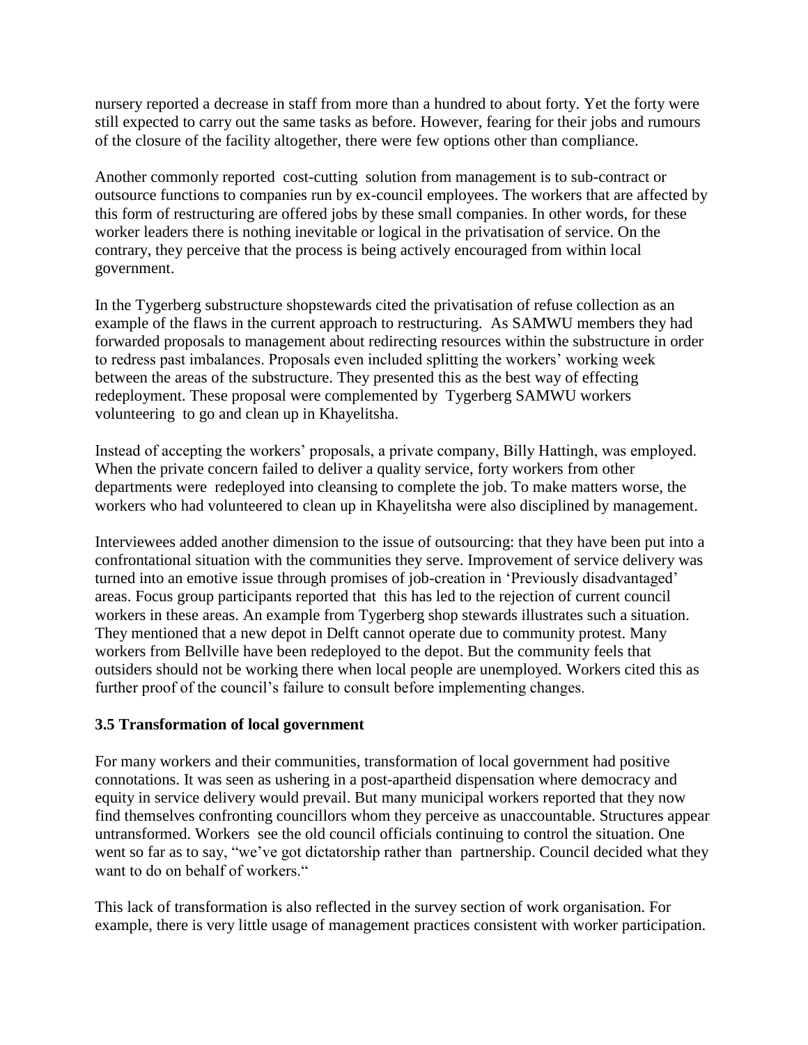nursery reported a decrease in staff from more than a hundred to about forty. Yet the forty were still expected to carry out the same tasks as before. However, fearing for their jobs and rumours of the closure of the facility altogether, there were few options other than compliance.

Another commonly reported cost-cutting solution from management is to sub-contract or outsource functions to companies run by ex-council employees. The workers that are affected by this form of restructuring are offered jobs by these small companies. In other words, for these worker leaders there is nothing inevitable or logical in the privatisation of service. On the contrary, they perceive that the process is being actively encouraged from within local government.

In the Tygerberg substructure shopstewards cited the privatisation of refuse collection as an example of the flaws in the current approach to restructuring. As SAMWU members they had forwarded proposals to management about redirecting resources within the substructure in order to redress past imbalances. Proposals even included splitting the workers' working week between the areas of the substructure. They presented this as the best way of effecting redeployment. These proposal were complemented by Tygerberg SAMWU workers volunteering to go and clean up in Khayelitsha.

Instead of accepting the workers' proposals, a private company, Billy Hattingh, was employed. When the private concern failed to deliver a quality service, forty workers from other departments were redeployed into cleansing to complete the job. To make matters worse, the workers who had volunteered to clean up in Khayelitsha were also disciplined by management.

Interviewees added another dimension to the issue of outsourcing: that they have been put into a confrontational situation with the communities they serve. Improvement of service delivery was turned into an emotive issue through promises of job-creation in 'Previously disadvantaged' areas. Focus group participants reported that this has led to the rejection of current council workers in these areas. An example from Tygerberg shop stewards illustrates such a situation. They mentioned that a new depot in Delft cannot operate due to community protest. Many workers from Bellville have been redeployed to the depot. But the community feels that outsiders should not be working there when local people are unemployed. Workers cited this as further proof of the council's failure to consult before implementing changes.

### 3.5 Transformation of local government

For many workers and their communities, transformation of local government had positive connotations. It was seen as ushering in a post-apartheid dispensation where democracy and equity in service delivery would prevail. But many municipal workers reported that they now find themselves confronting councillors whom they perceive as unaccountable. Structures appear untransformed. Workers see the old council officials continuing to control the situation. One went so far as to say, "we've got dictatorship rather than partnership. Council decided what they want to do on behalf of workers."

This lack of transformation is also reflected in the survey section of work organisation. For example, there is very little usage of management practices consistent with worker participation.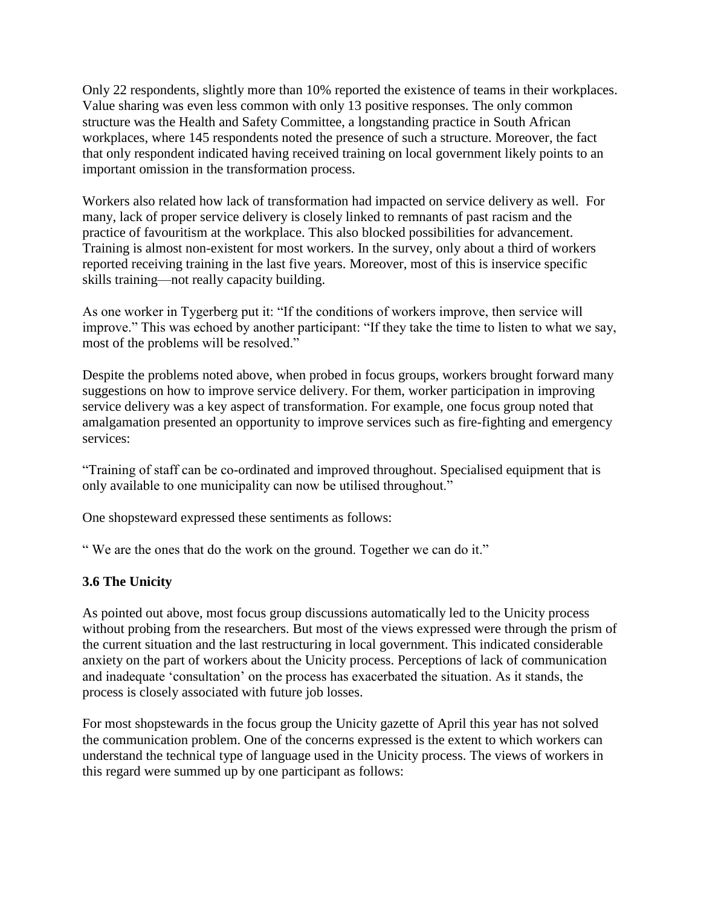Only 22 respondents, slightly more than 10% reported the existence of teams in their workplaces. Value sharing was even less common with only 13 positive responses. The only common structure was the Health and Safety Committee, a longstanding practice in South African workplaces, where 145 respondents noted the presence of such a structure. Moreover, the fact that only respondent indicated having received training on local government likely points to an important omission in the transformation process.

Workers also related how lack of transformation had impacted on service delivery as well. For many, lack of proper service delivery is closely linked to remnants of past racism and the practice of favouritism at the workplace. This also blocked possibilities for advancement. Training is almost non-existent for most workers. In the survey, only about a third of workers reported receiving training in the last five years. Moreover, most of this is inservice specific skills training—not really capacity building.

As one worker in Tygerberg put it: "If the conditions of workers improve, then service will improve." This was echoed by another participant: "If they take the time to listen to what we say, most of the problems will be resolved."

Despite the problems noted above, when probed in focus groups, workers brought forward many suggestions on how to improve service delivery. For them, worker participation in improving service delivery was a key aspect of transformation. For example, one focus group noted that amalgamation presented an opportunity to improve services such as fire-fighting and emergency services:

"Training of staff can be co-ordinated and improved throughout. Specialised equipment that is only available to one municipality can now be utilised throughout."

One shopsteward expressed these sentiments as follows:

" We are the ones that do the work on the ground. Together we can do it."

### 3.6 The Unicity

As pointed out above, most focus group discussions automatically led to the Unicity process without probing from the researchers. But most of the views expressed were through the prism of the current situation and the last restructuring in local government. This indicated considerable anxiety on the part of workers about the Unicity process. Perceptions of lack of communication and inadequate 'consultation' on the process has exacerbated the situation. As it stands, the process is closely associated with future job losses.

For most shopstewards in the focus group the Unicity gazette of April this year has not solved the communication problem. One of the concerns expressed is the extent to which workers can understand the technical type of language used in the Unicity process. The views of workers in this regard were summed up by one participant as follows: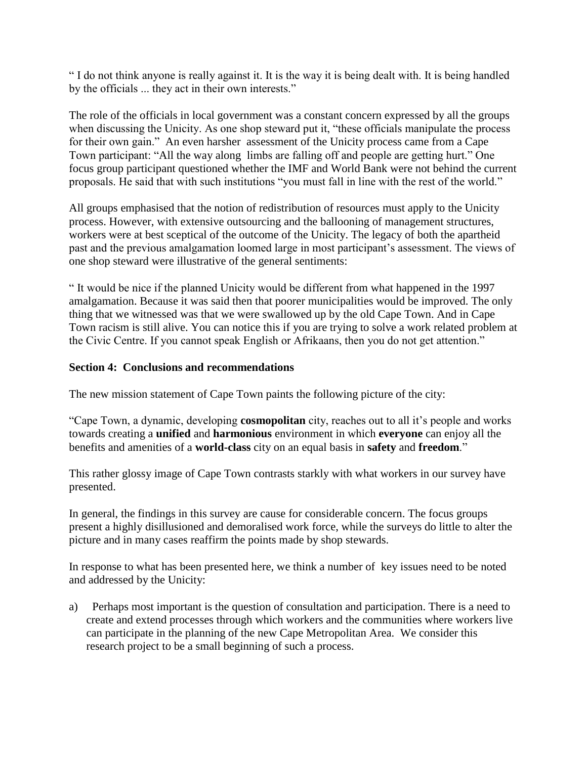" I do not think anyone is really against it. It is the way it is being dealt with. It is being handled by the officials ... they act in their own interests."

The role of the officials in local government was a constant concern expressed by all the groups when discussing the Unicity. As one shop steward put it, "these officials manipulate the process for their own gain." An even harsher assessment of the Unicity process came from a Cape Town participant: "All the way along limbs are falling off and people are getting hurt." One focus group participant questioned whether the IMF and World Bank were not behind the current proposals. He said that with such institutions "you must fall in line with the rest of the world."

All groups emphasised that the notion of redistribution of resources must apply to the Unicity process. However, with extensive outsourcing and the ballooning of management structures, workers were at best sceptical of the outcome of the Unicity. The legacy of both the apartheid past and the previous amalgamation loomed large in most participant's assessment. The views of one shop steward were illustrative of the general sentiments:

" It would be nice if the planned Unicity would be different from what happened in the 1997 amalgamation. Because it was said then that poorer municipalities would be improved. The only thing that we witnessed was that we were swallowed up by the old Cape Town. And in Cape Town racism is still alive. You can notice this if you are trying to solve a work related problem at the Civic Centre. If you cannot speak English or Afrikaans, then you do not get attention."

## Section 4: Conclusions and recommendations

The new mission statement of Cape Town paints the following picture of the city:

"Cape Town, a dynamic, developing **cosmopolitan** city, reaches out to all it's people and works towards creating a **unified** and **harmonious** environment in which **everyone** can enjoy all the benefits and amenities of a **world-class** city on an equal basis in **safety** and **freedom**."

This rather glossy image of Cape Town contrasts starkly with what workers in our survey have presented.

In general, the findings in this survey are cause for considerable concern. The focus groups present a highly disillusioned and demoralised work force, while the surveys do little to alter the picture and in many cases reaffirm the points made by shop stewards.

In response to what has been presented here, we think a number of key issues need to be noted and addressed by the Unicity:

a) Perhaps most important is the question of consultation and participation. There is a need to create and extend processes through which workers and the communities where workers live can participate in the planning of the new Cape Metropolitan Area. We consider this research project to be a small beginning of such a process.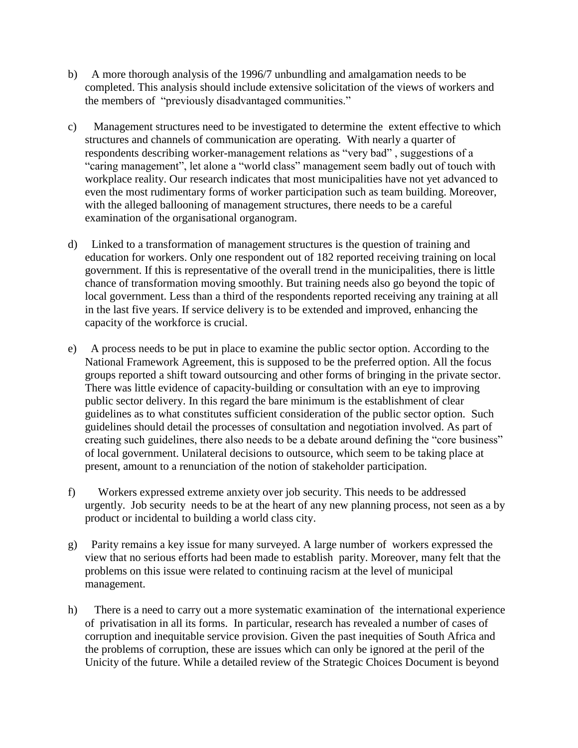b) A more thorough analysis of the 1996/7 unbundling and amalgamation needs to be completed. This analysis should include extensive solicitation of the views of workers and the members of "previously disadvantaged communities."

c) Management structures need to be investigated to determine the extent effective to which structures and channels of communication are operating. With nearly a quarter of respondents describing worker-management relations as "very bad" , suggestions of a "caring management", let alone a "world class" management seem badly out of touch with workplace reality. Our research indicates that most municipalities have not yet advanced to even the most rudimentary forms of worker participation such as team building. Moreover, with the alleged ballooning of management structures, there needs to be a careful examination of the organisational organogram.

d) Linked to a transformation of management structures is the question of training and education for workers. Only one respondent out of 182 reported receiving training on local government. If this is representative of the overall trend in the municipalities, there is little chance of transformation moving smoothly. But training needs also go beyond the topic of local government. Less than a third of the respondents reported receiving any training at all in the last five years. If service delivery is to be extended and improved, enhancing the capacity of the workforce is crucial.

e) A process needs to be put in place to examine the public sector option. According to the National Framework Agreement, this is supposed to be the preferred option. All the focus groups reported a shift toward outsourcing and other forms of bringing in the private sector. There was little evidence of capacity-building or consultation with an eye to improving public sector delivery. In this regard the bare minimum is the establishment of clear guidelines as to what constitutes sufficient consideration of the public sector option. Such guidelines should detail the processes of consultation and negotiation involved. As part of creating such guidelines, there also needs to be a debate around defining the "core business" of local government. Unilateral decisions to outsource, which seem to be taking place at present, amount to a renunciation of the notion of stakeholder participation.

f) Workers expressed extreme anxiety over job security. This needs to be addressed urgently. Job security needs to be at the heart of any new planning process, not seen as a by product or incidental to building a world class city.

g) Parity remains a key issue for many surveyed. A large number of workers expressed the view that no serious efforts had been made to establish parity. Moreover, many felt that the problems on this issue were related to continuing racism at the level of municipal management.

h) There is a need to carry out a more systematic examination of the international experience of privatisation in all its forms. In particular, research has revealed a number of cases of corruption and inequitable service provision. Given the past inequities of South Africa and the problems of corruption, these are issues which can only be ignored at the peril of the Unicity of the future. While a detailed review of the Strategic Choices Document is beyond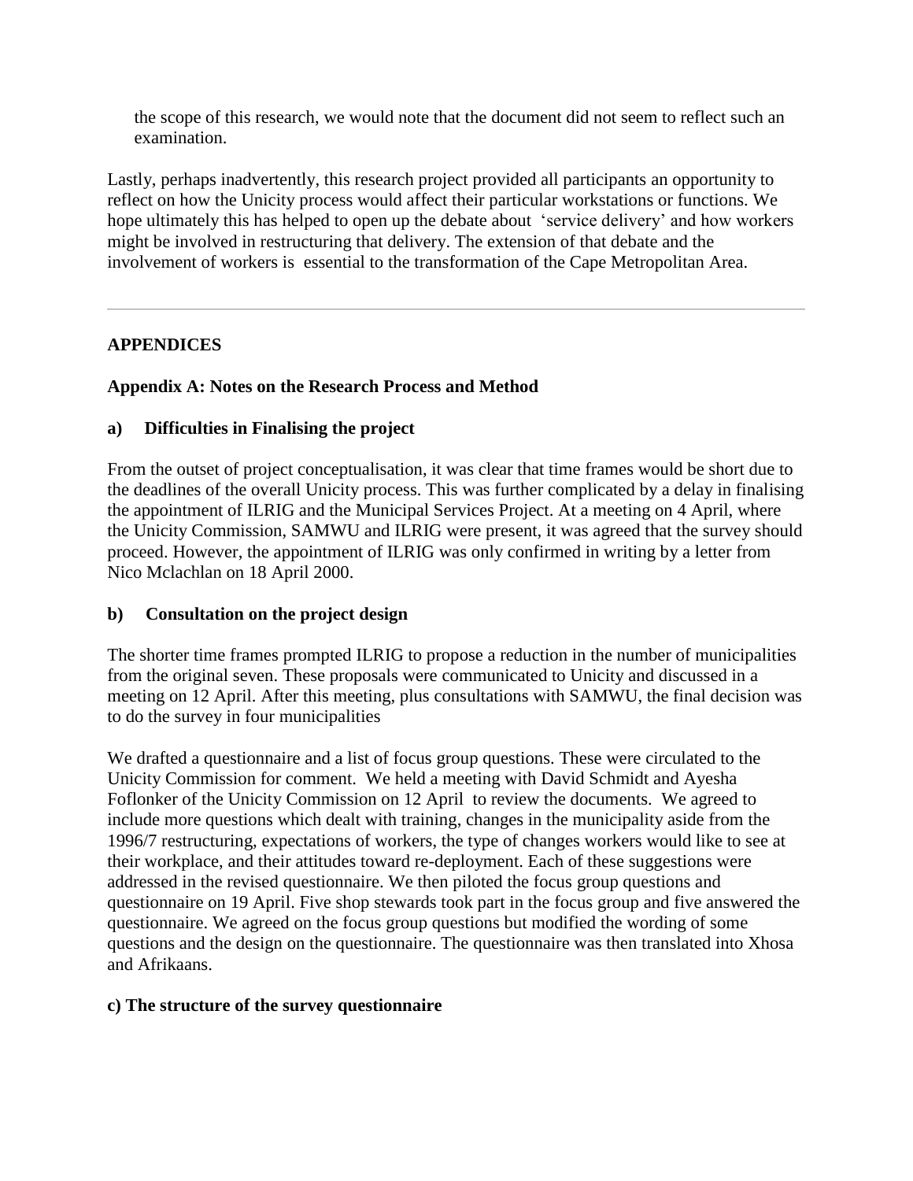the scope of this research, we would note that the document did not seem to reflect such an examination.

Lastly, perhaps inadvertently, this research project provided all participants an opportunity to reflect on how the Unicity process would affect their particular workstations or functions. We hope ultimately this has helped to open up the debate about 'service delivery' and how workers might be involved in restructuring that delivery. The extension of that debate and the involvement of workers is essential to the transformation of the Cape Metropolitan Area.

---

## APPENDICES

### Appendix A: Notes on the Research Process and Method

#### a) Difficulties in Finalising the project

From the outset of project conceptualisation, it was clear that time frames would be short due to the deadlines of the overall Unicity process. This was further complicated by a delay in finalising the appointment of ILRIG and the Municipal Services Project. At a meeting on 4 April, where the Unicity Commission, SAMWU and ILRIG were present, it was agreed that the survey should proceed. However, the appointment of ILRIG was only confirmed in writing by a letter from Nico Mclachlan on 18 April 2000.

#### b) Consultation on the project design

The shorter time frames prompted ILRIG to propose a reduction in the number of municipalities from the original seven. These proposals were communicated to Unicity and discussed in a meeting on 12 April. After this meeting, plus consultations with SAMWU, the final decision was to do the survey in four municipalities

We drafted a questionnaire and a list of focus group questions. These were circulated to the Unicity Commission for comment. We held a meeting with David Schmidt and Ayesha Foflonker of the Unicity Commission on 12 April to review the documents. We agreed to include more questions which dealt with training, changes in the municipality aside from the 1996/7 restructuring, expectations of workers, the type of changes workers would like to see at their workplace, and their attitudes toward re-deployment. Each of these suggestions were addressed in the revised questionnaire. We then piloted the focus group questions and questionnaire on 19 April. Five shop stewards took part in the focus group and five answered the questionnaire. We agreed on the focus group questions but modified the wording of some questions and the design on the questionnaire. The questionnaire was then translated into Xhosa and Afrikaans.

#### c) The structure of the survey questionnaire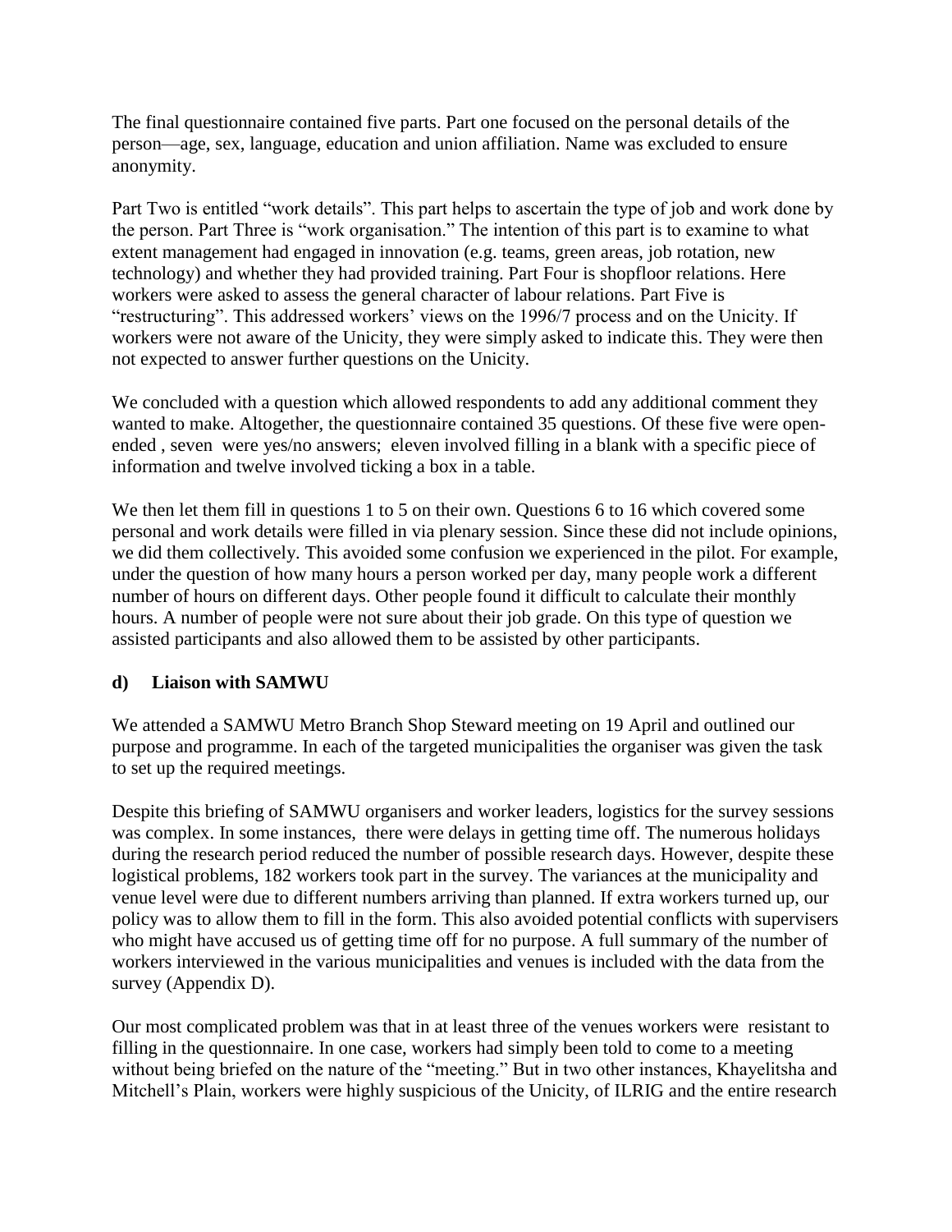The final questionnaire contained five parts. Part one focused on the personal details of the person—age, sex, language, education and union affiliation. Name was excluded to ensure anonymity.

Part Two is entitled "work details". This part helps to ascertain the type of job and work done by the person. Part Three is "work organisation." The intention of this part is to examine to what extent management had engaged in innovation (e.g. teams, green areas, job rotation, new technology) and whether they had provided training. Part Four is shopfloor relations. Here workers were asked to assess the general character of labour relations. Part Five is "restructuring". This addressed workers' views on the 1996/7 process and on the Unicity. If workers were not aware of the Unicity, they were simply asked to indicate this. They were then not expected to answer further questions on the Unicity.

We concluded with a question which allowed respondents to add any additional comment they wanted to make. Altogether, the questionnaire contained 35 questions. Of these five were open-ended , seven were yes/no answers; eleven involved filling in a blank with a specific piece of information and twelve involved ticking a box in a table.

We then let them fill in questions 1 to 5 on their own. Questions 6 to 16 which covered some personal and work details were filled in via plenary session. Since these did not include opinions, we did them collectively. This avoided some confusion we experienced in the pilot. For example, under the question of how many hours a person worked per day, many people work a different number of hours on different days. Other people found it difficult to calculate their monthly hours. A number of people were not sure about their job grade. On this type of question we assisted participants and also allowed them to be assisted by other participants.

### d) Liaison with SAMWU

We attended a SAMWU Metro Branch Shop Steward meeting on 19 April and outlined our purpose and programme. In each of the targeted municipalities the organiser was given the task to set up the required meetings.

Despite this briefing of SAMWU organisers and worker leaders, logistics for the survey sessions was complex. In some instances, there were delays in getting time off. The numerous holidays during the research period reduced the number of possible research days. However, despite these logistical problems, 182 workers took part in the survey. The variances at the municipality and venue level were due to different numbers arriving than planned. If extra workers turned up, our policy was to allow them to fill in the form. This also avoided potential conflicts with supervisers who might have accused us of getting time off for no purpose. A full summary of the number of workers interviewed in the various municipalities and venues is included with the data from the survey (Appendix D).

Our most complicated problem was that in at least three of the venues workers were resistant to filling in the questionnaire. In one case, workers had simply been told to come to a meeting without being briefed on the nature of the "meeting." But in two other instances, Khayelitsha and Mitchell's Plain, workers were highly suspicious of the Unicity, of ILRIG and the entire research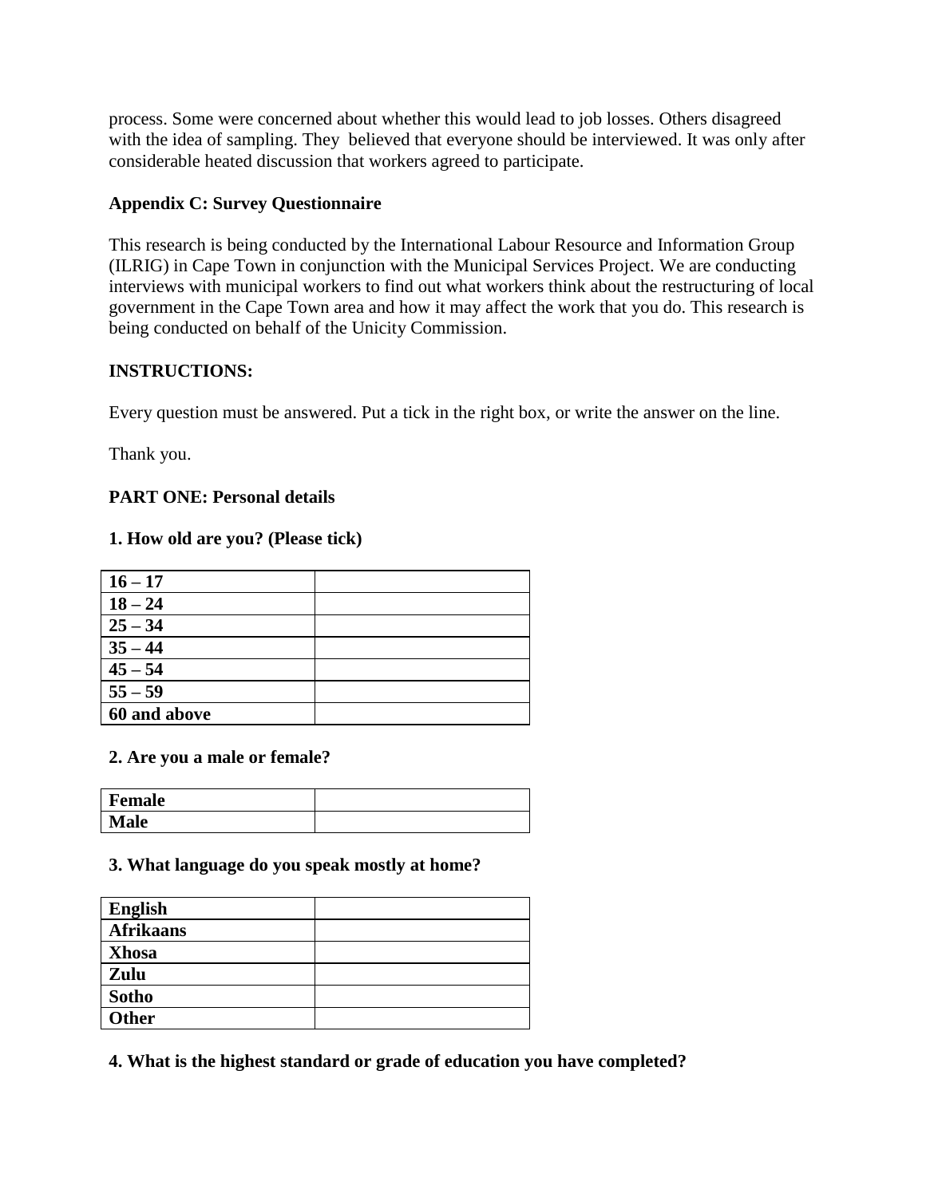process. Some were concerned about whether this would lead to job losses. Others disagreed with the idea of sampling. They believed that everyone should be interviewed. It was only after considerable heated discussion that workers agreed to participate.

**Appendix C: Survey Questionnaire**

This research is being conducted by the International Labour Resource and Information Group (ILRIG) in Cape Town in conjunction with the Municipal Services Project. We are conducting interviews with municipal workers to find out what workers think about the restructuring of local government in the Cape Town area and how it may affect the work that you do. This research is being conducted on behalf of the Unicity Commission.

**INSTRUCTIONS:**

Every question must be answered. Put a tick in the right box, or write the answer on the line.

Thank you.

**PART ONE: Personal details**

**1. How old are you? (Please tick)**

| | |
|---|---|
| **16 – 17** | |
| **18 – 24** | |
| **25 – 34** | |
| **35 – 44** | |
| **45 – 54** | |
| **55 – 59** | |
| **60 and above** | |

**2. Are you a male or female?**

| | |
|---|---|
| **Female** | |
| **Male** | |

**3. What language do you speak mostly at home?**

| | |
|---|---|
| **English** | |
| **Afrikaans** | |
| **Xhosa** | |
| **Zulu** | |
| **Sotho** | |
| **Other** | |

**4. What is the highest standard or grade of education you have completed?**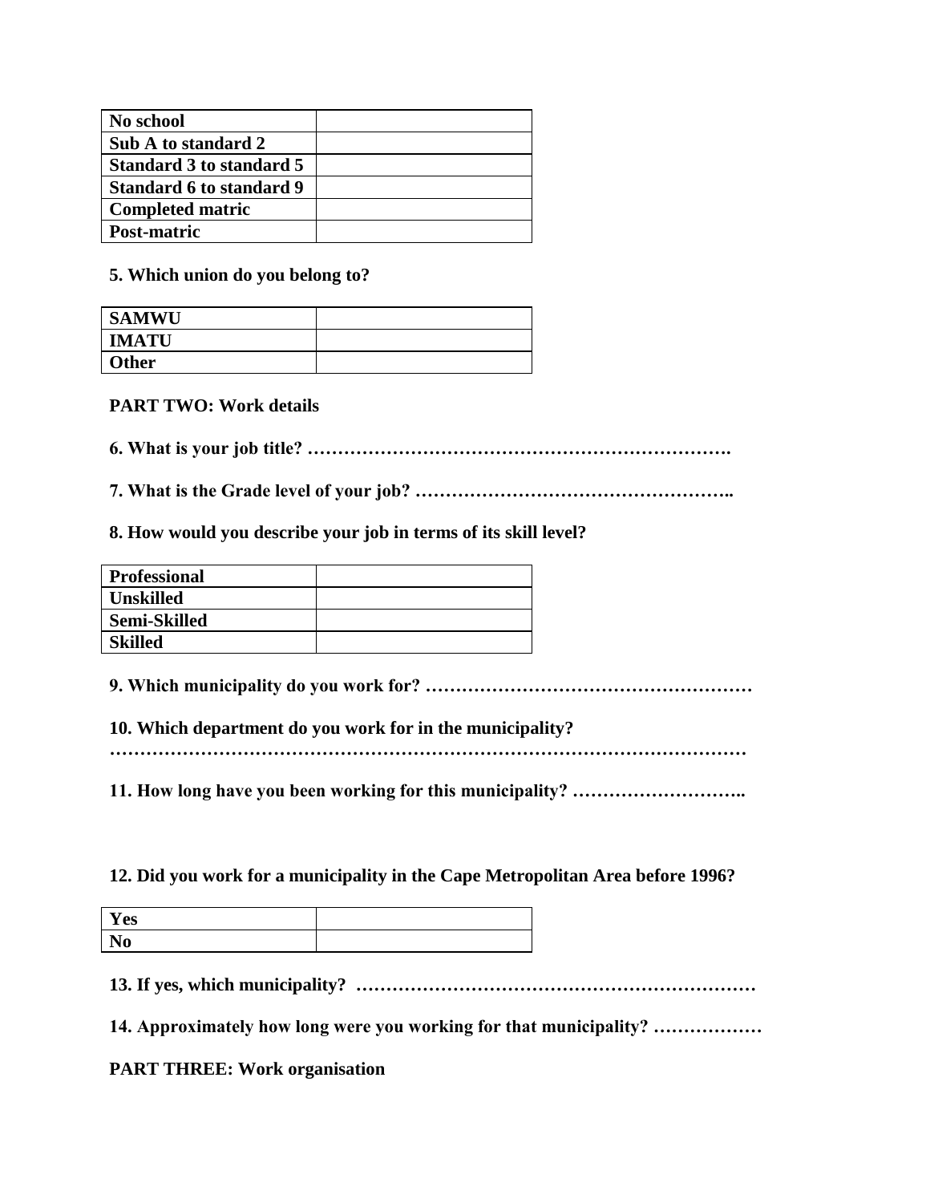| | |
|---|---|
| **No school** | |
| **Sub A to standard 2** | |
| **Standard 3 to standard 5** | |
| **Standard 6 to standard 9** | |
| **Completed matric** | |
| **Post-matric** | |

**5. Which union do you belong to?**

| | |
|---|---|
| **SAMWU** | |
| **IMATU** | |
| **Other** | |

**PART TWO: Work details**

**6. What is your job title? …………………………………………………………….**

**7. What is the Grade level of your job? ……………………………………………..**

**8. How would you describe your job in terms of its skill level?**

| | |
|---|---|
| **Professional** | |
| **Unskilled** | |
| **Semi-Skilled** | |
| **Skilled** | |

**9. Which municipality do you work for? ……………………………………………**

**10. Which department do you work for in the municipality?**
**…………………………………………………………………………………………**

**11. How long have you been working for this municipality? ………………………..**

**12. Did you work for a municipality in the Cape Metropolitan Area before 1996?**

| | |
|---|---|
| **Yes** | |
| **No** | |

**13. If yes, which municipality? …………………………………………………………**

**14. Approximately how long were you working for that municipality? ………………**

**PART THREE: Work organisation**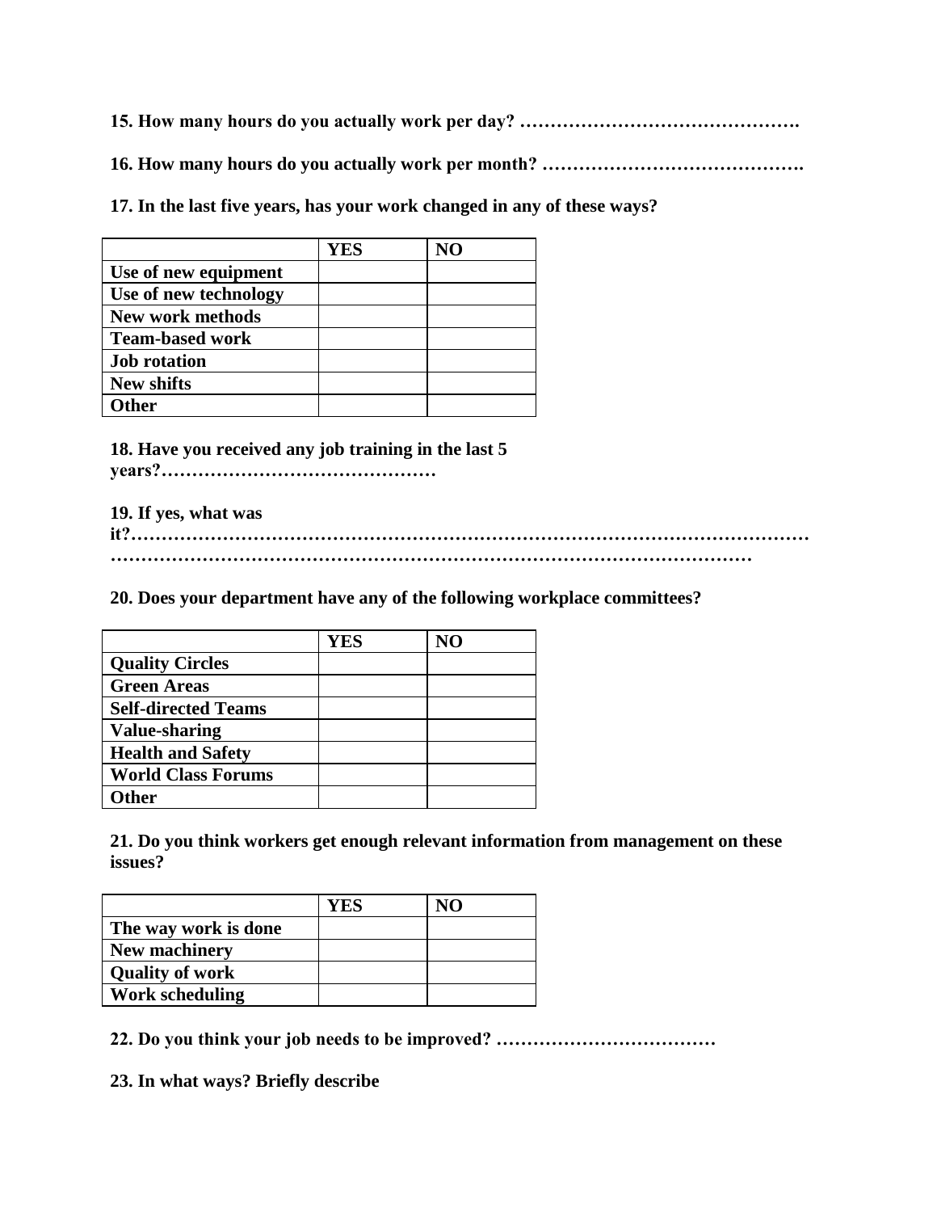**15. How many hours do you actually work per day? ……………………………………….**

**16. How many hours do you actually work per month? …………………………………….**

**17. In the last five years, has your work changed in any of these ways?**

| | YES | NO |
|---|---|---|
| **Use of new equipment** | | |
| **Use of new technology** | | |
| **New work methods** | | |
| **Team-based work** | | |
| **Job rotation** | | |
| **New shifts** | | |
| **Other** | | |

**18. Have you received any job training in the last 5 years?………………………………………**

**19. If yes, what was it?………………………………………………………………………………………………… ………………………………………………………………………………………**

**20. Does your department have any of the following workplace committees?**

| | YES | NO |
|---|---|---|
| **Quality Circles** | | |
| **Green Areas** | | |
| **Self-directed Teams** | | |
| **Value-sharing** | | |
| **Health and Safety** | | |
| **World Class Forums** | | |
| **Other** | | |

**21. Do you think workers get enough relevant information from management on these issues?**

| | YES | NO |
|---|---|---|
| **The way work is done** | | |
| **New machinery** | | |
| **Quality of work** | | |
| **Work scheduling** | | |

**22. Do you think your job needs to be improved? ………………………………**

**23. In what ways? Briefly describe**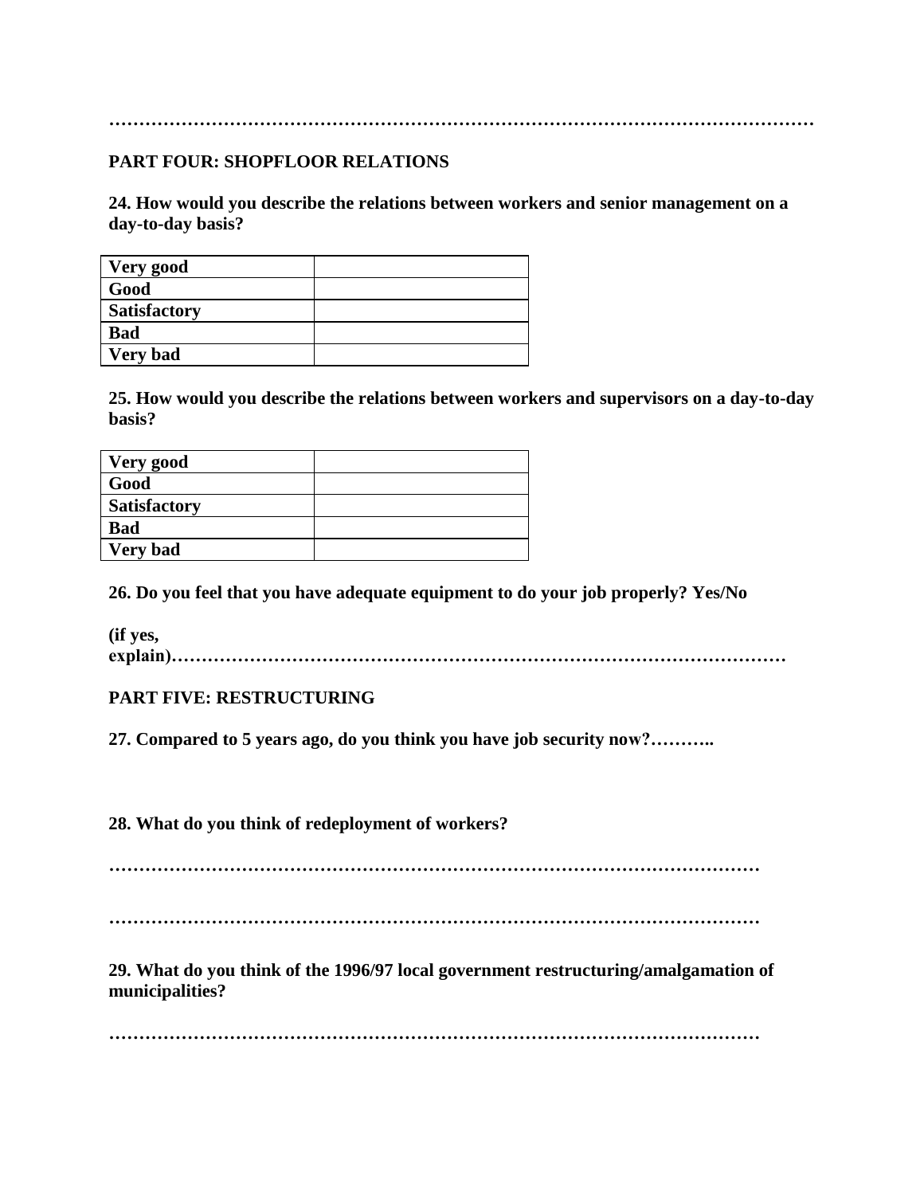…………………………………………………………………………………………………………

**PART FOUR: SHOPFLOOR RELATIONS**

**24. How would you describe the relations between workers and senior management on a day-to-day basis?**

| | |
|---|---|
| **Very good** | |
| **Good** | |
| **Satisfactory** | |
| **Bad** | |
| **Very bad** | |

**25. How would you describe the relations between workers and supervisors on a day-to-day basis?**

| | |
|---|---|
| **Very good** | |
| **Good** | |
| **Satisfactory** | |
| **Bad** | |
| **Very bad** | |

**26. Do you feel that you have adequate equipment to do your job properly? Yes/No**

**(if yes, explain)…………………………………………………………………………………………**

**PART FIVE: RESTRUCTURING**

**27. Compared to 5 years ago, do you think you have job security now?………..**

**28. What do you think of redeployment of workers?**

**………………………………………………………………………………………………**

**………………………………………………………………………………………………**

**29. What do you think of the 1996/97 local government restructuring/amalgamation of municipalities?**

**………………………………………………………………………………………………**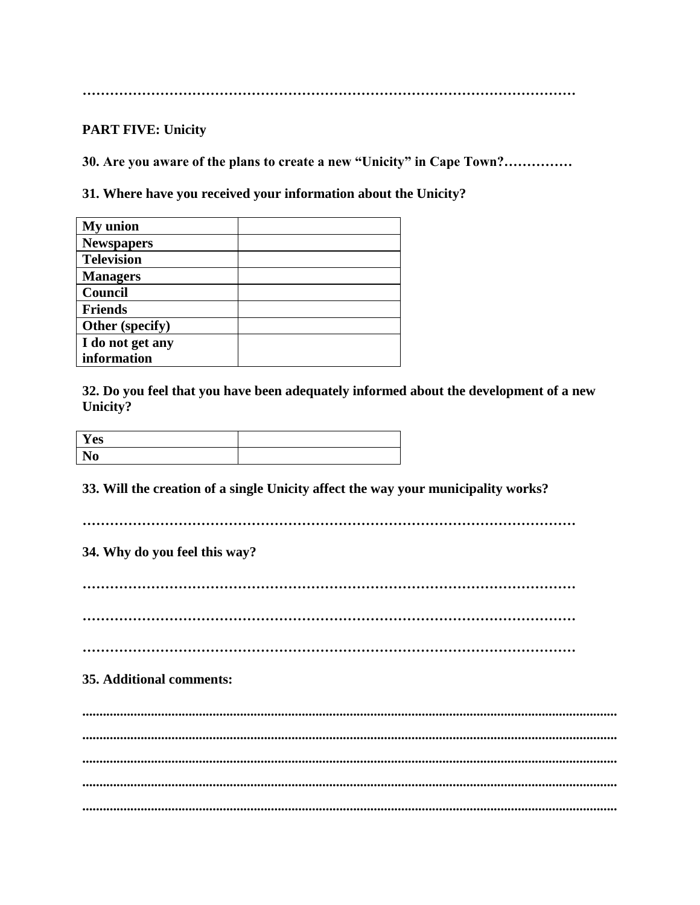………………………………………………………………………………………………

**PART FIVE: Unicity**

**30. Are you aware of the plans to create a new "Unicity" in Cape Town?……………**

**31. Where have you received your information about the Unicity?**

| | |
|---|---|
| **My union** | |
| **Newspapers** | |
| **Television** | |
| **Managers** | |
| **Council** | |
| **Friends** | |
| **Other (specify)** | |
| **I do not get any information** | |

**32. Do you feel that you have been adequately informed about the development of a new Unicity?**

| | |
|---|---|
| **Yes** | |
| **No** | |

**33. Will the creation of a single Unicity affect the way your municipality works?**

………………………………………………………………………………………………

**34. Why do you feel this way?**

………………………………………………………………………………………………

………………………………………………………………………………………………

………………………………………………………………………………………………

**35. Additional comments:**

..........................................................................................................................................

..........................................................................................................................................

..........................................................................................................................................

..........................................................................................................................................

..........................................................................................................................................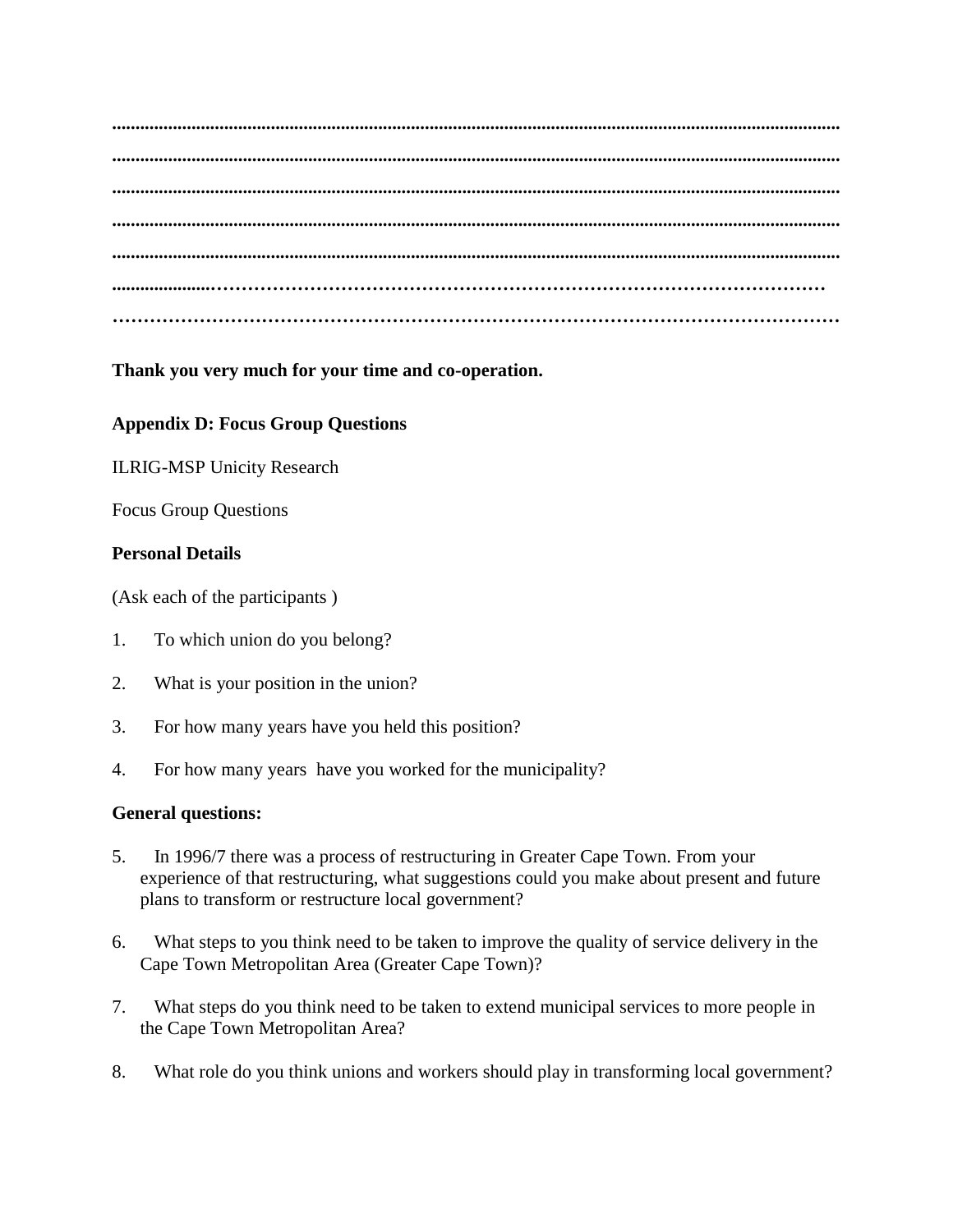..........................................................................................................................................................

..........................................................................................................................................................

..........................................................................................................................................................

..........................................................................................................................................................

..........................................................................................................................................................

.....................………………………………………………………………………………………

…………………………………………………………………………………………………………

**Thank you very much for your time and co-operation.**

**Appendix D: Focus Group Questions**

ILRIG-MSP Unicity Research

Focus Group Questions

**Personal Details**

(Ask each of the participants )

1. To which union do you belong?
2. What is your position in the union?
3. For how many years have you held this position?
4. For how many years have you worked for the municipality?

**General questions:**

5. In 1996/7 there was a process of restructuring in Greater Cape Town. From your experience of that restructuring, what suggestions could you make about present and future plans to transform or restructure local government?
6. What steps to you think need to be taken to improve the quality of service delivery in the Cape Town Metropolitan Area (Greater Cape Town)?
7. What steps do you think need to be taken to extend municipal services to more people in the Cape Town Metropolitan Area?
8. What role do you think unions and workers should play in transforming local government?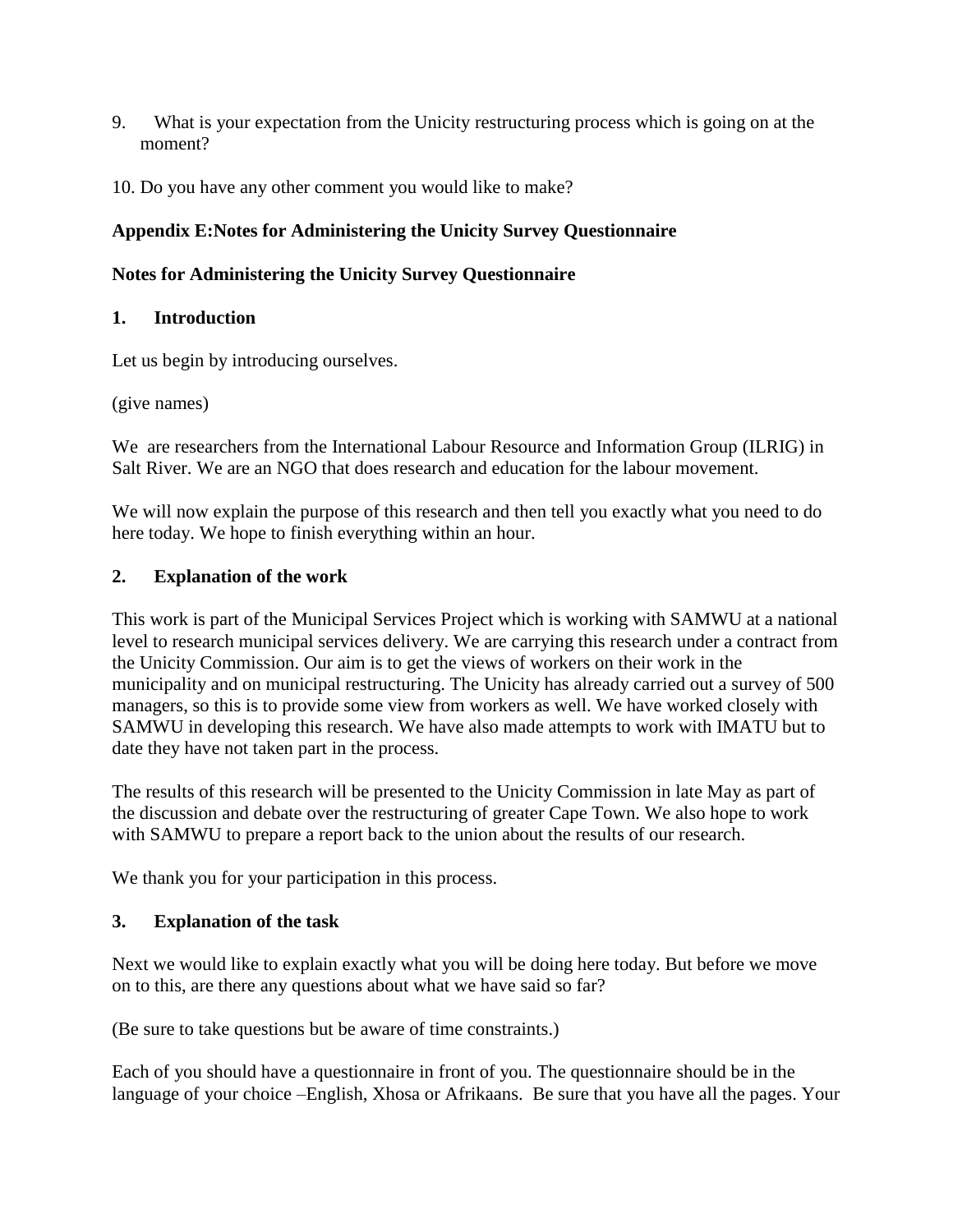9. What is your expectation from the Unicity restructuring process which is going on at the moment?

10. Do you have any other comment you would like to make?

**Appendix E:Notes for Administering the Unicity Survey Questionnaire**

**Notes for Administering the Unicity Survey Questionnaire**

**1. Introduction**

Let us begin by introducing ourselves.

(give names)

We are researchers from the International Labour Resource and Information Group (ILRIG) in Salt River. We are an NGO that does research and education for the labour movement.

We will now explain the purpose of this research and then tell you exactly what you need to do here today. We hope to finish everything within an hour.

**2. Explanation of the work**

This work is part of the Municipal Services Project which is working with SAMWU at a national level to research municipal services delivery. We are carrying this research under a contract from the Unicity Commission. Our aim is to get the views of workers on their work in the municipality and on municipal restructuring. The Unicity has already carried out a survey of 500 managers, so this is to provide some view from workers as well. We have worked closely with SAMWU in developing this research. We have also made attempts to work with IMATU but to date they have not taken part in the process.

The results of this research will be presented to the Unicity Commission in late May as part of the discussion and debate over the restructuring of greater Cape Town. We also hope to work with SAMWU to prepare a report back to the union about the results of our research.

We thank you for your participation in this process.

**3. Explanation of the task**

Next we would like to explain exactly what you will be doing here today. But before we move on to this, are there any questions about what we have said so far?

(Be sure to take questions but be aware of time constraints.)

Each of you should have a questionnaire in front of you. The questionnaire should be in the language of your choice –English, Xhosa or Afrikaans. Be sure that you have all the pages. Your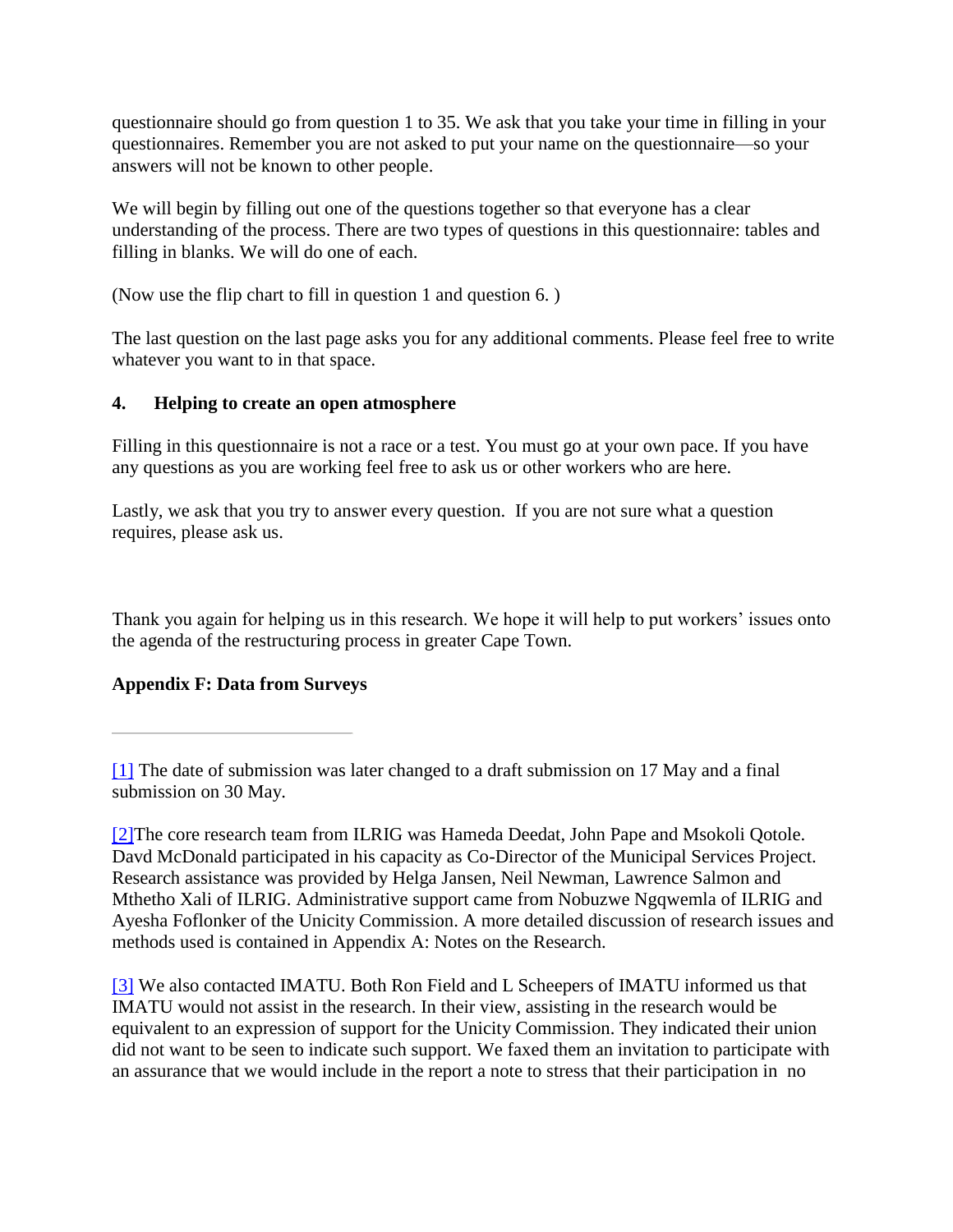questionnaire should go from question 1 to 35. We ask that you take your time in filling in your questionnaires. Remember you are not asked to put your name on the questionnaire—so your answers will not be known to other people.

We will begin by filling out one of the questions together so that everyone has a clear understanding of the process. There are two types of questions in this questionnaire: tables and filling in blanks. We will do one of each.

(Now use the flip chart to fill in question 1 and question 6. )

The last question on the last page asks you for any additional comments. Please feel free to write whatever you want to in that space.

**4. Helping to create an open atmosphere**

Filling in this questionnaire is not a race or a test. You must go at your own pace. If you have any questions as you are working feel free to ask us or other workers who are here.

Lastly, we ask that you try to answer every question. If you are not sure what a question requires, please ask us.

Thank you again for helping us in this research. We hope it will help to put workers' issues onto the agenda of the restructuring process in greater Cape Town.

**Appendix F: Data from Surveys**

---

[1] The date of submission was later changed to a draft submission on 17 May and a final submission on 30 May.

[2]The core research team from ILRIG was Hameda Deedat, John Pape and Msokoli Qotole. Davd McDonald participated in his capacity as Co-Director of the Municipal Services Project. Research assistance was provided by Helga Jansen, Neil Newman, Lawrence Salmon and Mthetho Xali of ILRIG. Administrative support came from Nobuzwe Ngqwemla of ILRIG and Ayesha Foflonker of the Unicity Commission. A more detailed discussion of research issues and methods used is contained in Appendix A: Notes on the Research.

[3] We also contacted IMATU. Both Ron Field and L Scheepers of IMATU informed us that IMATU would not assist in the research. In their view, assisting in the research would be equivalent to an expression of support for the Unicity Commission. They indicated their union did not want to be seen to indicate such support. We faxed them an invitation to participate with an assurance that we would include in the report a note to stress that their participation in no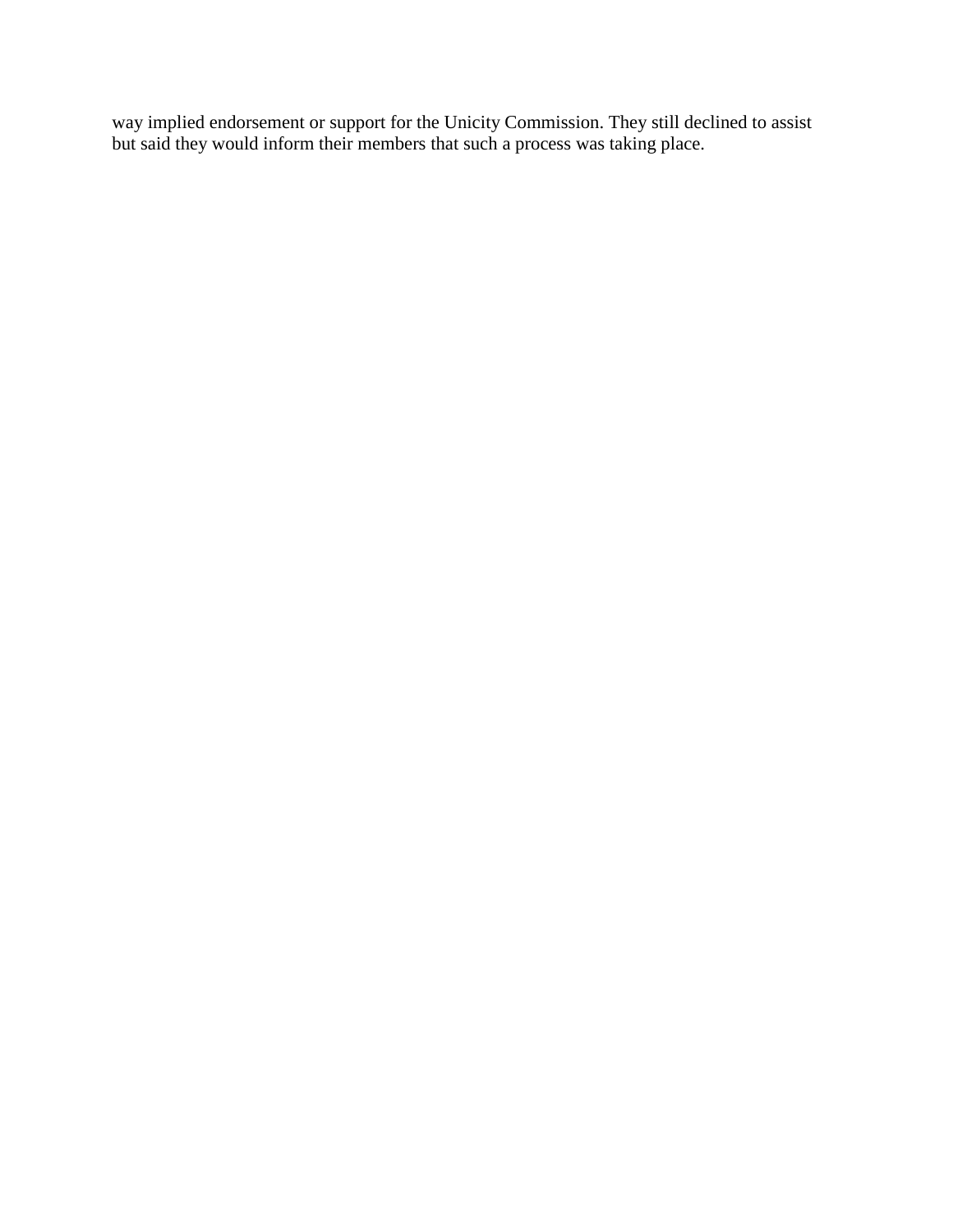way implied endorsement or support for the Unicity Commission. They still declined to assist but said they would inform their members that such a process was taking place.